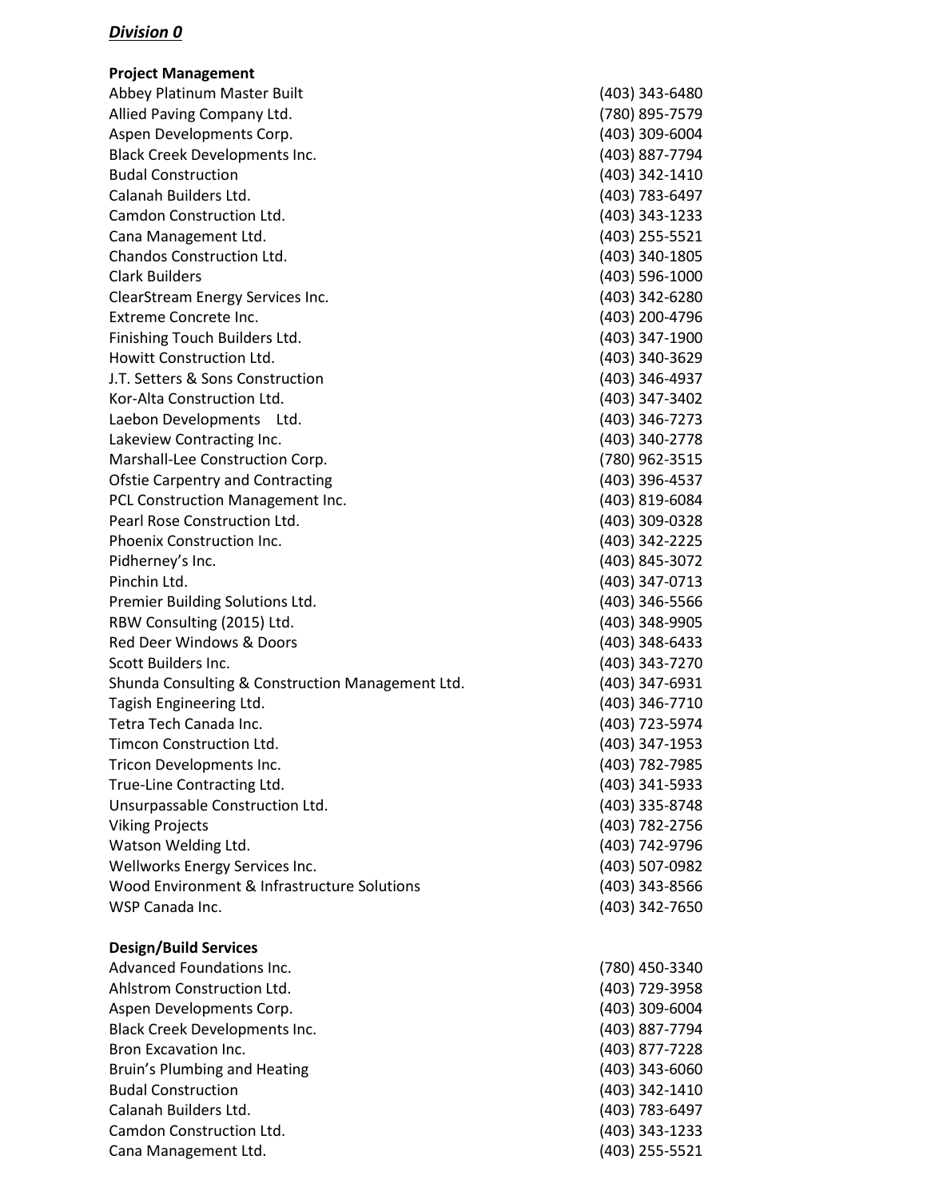***Division 0***

**Project Management**

| | |
|---|---|
| Abbey Platinum Master Built | (403) 343-6480 |
| Allied Paving Company Ltd. | (780) 895-7579 |
| Aspen Developments Corp. | (403) 309-6004 |
| Black Creek Developments Inc. | (403) 887-7794 |
| Budal Construction | (403) 342-1410 |
| Calanah Builders Ltd. | (403) 783-6497 |
| Camdon Construction Ltd. | (403) 343-1233 |
| Cana Management Ltd. | (403) 255-5521 |
| Chandos Construction Ltd. | (403) 340-1805 |
| Clark Builders | (403) 596-1000 |
| ClearStream Energy Services Inc. | (403) 342-6280 |
| Extreme Concrete Inc. | (403) 200-4796 |
| Finishing Touch Builders Ltd. | (403) 347-1900 |
| Howitt Construction Ltd. | (403) 340-3629 |
| J.T. Setters & Sons Construction | (403) 346-4937 |
| Kor-Alta Construction Ltd. | (403) 347-3402 |
| Laebon Developments Ltd. | (403) 346-7273 |
| Lakeview Contracting Inc. | (403) 340-2778 |
| Marshall-Lee Construction Corp. | (780) 962-3515 |
| Ofstie Carpentry and Contracting | (403) 396-4537 |
| PCL Construction Management Inc. | (403) 819-6084 |
| Pearl Rose Construction Ltd. | (403) 309-0328 |
| Phoenix Construction Inc. | (403) 342-2225 |
| Pidherney's Inc. | (403) 845-3072 |
| Pinchin Ltd. | (403) 347-0713 |
| Premier Building Solutions Ltd. | (403) 346-5566 |
| RBW Consulting (2015) Ltd. | (403) 348-9905 |
| Red Deer Windows & Doors | (403) 348-6433 |
| Scott Builders Inc. | (403) 343-7270 |
| Shunda Consulting & Construction Management Ltd. | (403) 347-6931 |
| Tagish Engineering Ltd. | (403) 346-7710 |
| Tetra Tech Canada Inc. | (403) 723-5974 |
| Timcon Construction Ltd. | (403) 347-1953 |
| Tricon Developments Inc. | (403) 782-7985 |
| True-Line Contracting Ltd. | (403) 341-5933 |
| Unsurpassable Construction Ltd. | (403) 335-8748 |
| Viking Projects | (403) 782-2756 |
| Watson Welding Ltd. | (403) 742-9796 |
| Wellworks Energy Services Inc. | (403) 507-0982 |
| Wood Environment & Infrastructure Solutions | (403) 343-8566 |
| WSP Canada Inc. | (403) 342-7650 |

**Design/Build Services**

| | |
|---|---|
| Advanced Foundations Inc. | (780) 450-3340 |
| Ahlstrom Construction Ltd. | (403) 729-3958 |
| Aspen Developments Corp. | (403) 309-6004 |
| Black Creek Developments Inc. | (403) 887-7794 |
| Bron Excavation Inc. | (403) 877-7228 |
| Bruin's Plumbing and Heating | (403) 343-6060 |
| Budal Construction | (403) 342-1410 |
| Calanah Builders Ltd. | (403) 783-6497 |
| Camdon Construction Ltd. | (403) 343-1233 |
| Cana Management Ltd. | (403) 255-5521 |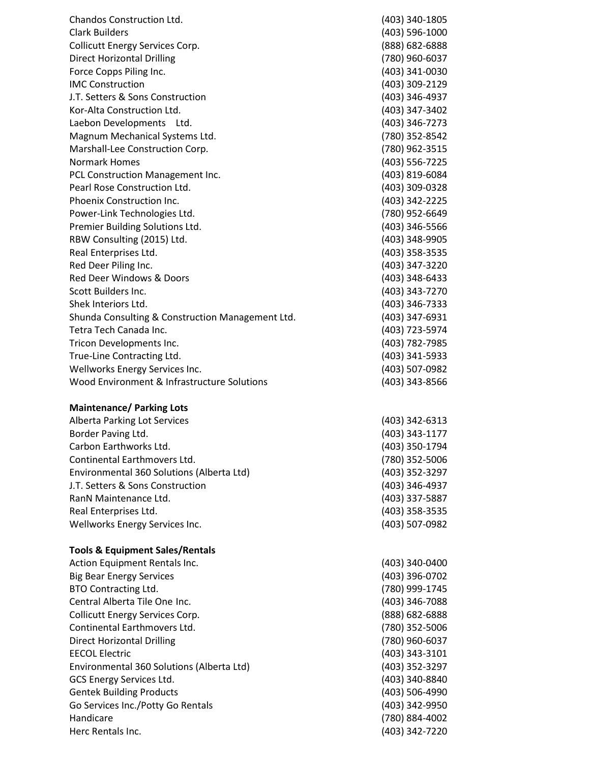| | |
|---|---|
| Chandos Construction Ltd. | (403) 340-1805 |
| Clark Builders | (403) 596-1000 |
| Collicutt Energy Services Corp. | (888) 682-6888 |
| Direct Horizontal Drilling | (780) 960-6037 |
| Force Copps Piling Inc. | (403) 341-0030 |
| IMC Construction | (403) 309-2129 |
| J.T. Setters & Sons Construction | (403) 346-4937 |
| Kor-Alta Construction Ltd. | (403) 347-3402 |
| Laebon Developments Ltd. | (403) 346-7273 |
| Magnum Mechanical Systems Ltd. | (780) 352-8542 |
| Marshall-Lee Construction Corp. | (780) 962-3515 |
| Normark Homes | (403) 556-7225 |
| PCL Construction Management Inc. | (403) 819-6084 |
| Pearl Rose Construction Ltd. | (403) 309-0328 |
| Phoenix Construction Inc. | (403) 342-2225 |
| Power-Link Technologies Ltd. | (780) 952-6649 |
| Premier Building Solutions Ltd. | (403) 346-5566 |
| RBW Consulting (2015) Ltd. | (403) 348-9905 |
| Real Enterprises Ltd. | (403) 358-3535 |
| Red Deer Piling Inc. | (403) 347-3220 |
| Red Deer Windows & Doors | (403) 348-6433 |
| Scott Builders Inc. | (403) 343-7270 |
| Shek Interiors Ltd. | (403) 346-7333 |
| Shunda Consulting & Construction Management Ltd. | (403) 347-6931 |
| Tetra Tech Canada Inc. | (403) 723-5974 |
| Tricon Developments Inc. | (403) 782-7985 |
| True-Line Contracting Ltd. | (403) 341-5933 |
| Wellworks Energy Services Inc. | (403) 507-0982 |
| Wood Environment & Infrastructure Solutions | (403) 343-8566 |

**Maintenance/ Parking Lots**

| | |
|---|---|
| Alberta Parking Lot Services | (403) 342-6313 |
| Border Paving Ltd. | (403) 343-1177 |
| Carbon Earthworks Ltd. | (403) 350-1794 |
| Continental Earthmovers Ltd. | (780) 352-5006 |
| Environmental 360 Solutions (Alberta Ltd) | (403) 352-3297 |
| J.T. Setters & Sons Construction | (403) 346-4937 |
| RanN Maintenance Ltd. | (403) 337-5887 |
| Real Enterprises Ltd. | (403) 358-3535 |
| Wellworks Energy Services Inc. | (403) 507-0982 |

**Tools & Equipment Sales/Rentals**

| | |
|---|---|
| Action Equipment Rentals Inc. | (403) 340-0400 |
| Big Bear Energy Services | (403) 396-0702 |
| BTO Contracting Ltd. | (780) 999-1745 |
| Central Alberta Tile One Inc. | (403) 346-7088 |
| Collicutt Energy Services Corp. | (888) 682-6888 |
| Continental Earthmovers Ltd. | (780) 352-5006 |
| Direct Horizontal Drilling | (780) 960-6037 |
| EECOL Electric | (403) 343-3101 |
| Environmental 360 Solutions (Alberta Ltd) | (403) 352-3297 |
| GCS Energy Services Ltd. | (403) 340-8840 |
| Gentek Building Products | (403) 506-4990 |
| Go Services Inc./Potty Go Rentals | (403) 342-9950 |
| Handicare | (780) 884-4002 |
| Herc Rentals Inc. | (403) 342-7220 |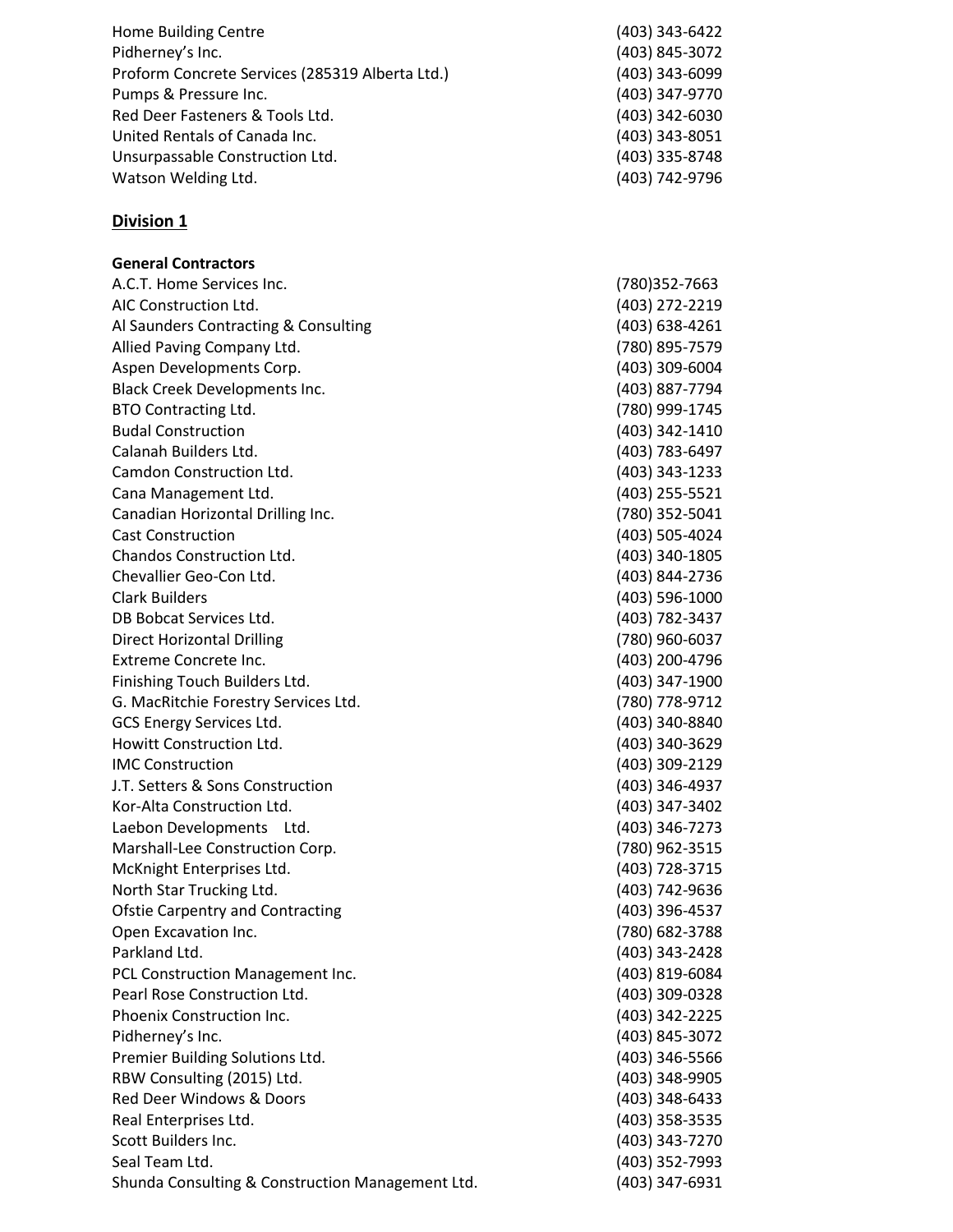| | |
|---|---|
| Home Building Centre | (403) 343-6422 |
| Pidherney's Inc. | (403) 845-3072 |
| Proform Concrete Services (285319 Alberta Ltd.) | (403) 343-6099 |
| Pumps & Pressure Inc. | (403) 347-9770 |
| Red Deer Fasteners & Tools Ltd. | (403) 342-6030 |
| United Rentals of Canada Inc. | (403) 343-8051 |
| Unsurpassable Construction Ltd. | (403) 335-8748 |
| Watson Welding Ltd. | (403) 742-9796 |

## Division 1

**General Contractors**

| | |
|---|---|
| A.C.T. Home Services Inc. | (780)352-7663 |
| AIC Construction Ltd. | (403) 272-2219 |
| Al Saunders Contracting & Consulting | (403) 638-4261 |
| Allied Paving Company Ltd. | (780) 895-7579 |
| Aspen Developments Corp. | (403) 309-6004 |
| Black Creek Developments Inc. | (403) 887-7794 |
| BTO Contracting Ltd. | (780) 999-1745 |
| Budal Construction | (403) 342-1410 |
| Calanah Builders Ltd. | (403) 783-6497 |
| Camdon Construction Ltd. | (403) 343-1233 |
| Cana Management Ltd. | (403) 255-5521 |
| Canadian Horizontal Drilling Inc. | (780) 352-5041 |
| Cast Construction | (403) 505-4024 |
| Chandos Construction Ltd. | (403) 340-1805 |
| Chevallier Geo-Con Ltd. | (403) 844-2736 |
| Clark Builders | (403) 596-1000 |
| DB Bobcat Services Ltd. | (403) 782-3437 |
| Direct Horizontal Drilling | (780) 960-6037 |
| Extreme Concrete Inc. | (403) 200-4796 |
| Finishing Touch Builders Ltd. | (403) 347-1900 |
| G. MacRitchie Forestry Services Ltd. | (780) 778-9712 |
| GCS Energy Services Ltd. | (403) 340-8840 |
| Howitt Construction Ltd. | (403) 340-3629 |
| IMC Construction | (403) 309-2129 |
| J.T. Setters & Sons Construction | (403) 346-4937 |
| Kor-Alta Construction Ltd. | (403) 347-3402 |
| Laebon Developments Ltd. | (403) 346-7273 |
| Marshall-Lee Construction Corp. | (780) 962-3515 |
| McKnight Enterprises Ltd. | (403) 728-3715 |
| North Star Trucking Ltd. | (403) 742-9636 |
| Ofstie Carpentry and Contracting | (403) 396-4537 |
| Open Excavation Inc. | (780) 682-3788 |
| Parkland Ltd. | (403) 343-2428 |
| PCL Construction Management Inc. | (403) 819-6084 |
| Pearl Rose Construction Ltd. | (403) 309-0328 |
| Phoenix Construction Inc. | (403) 342-2225 |
| Pidherney's Inc. | (403) 845-3072 |
| Premier Building Solutions Ltd. | (403) 346-5566 |
| RBW Consulting (2015) Ltd. | (403) 348-9905 |
| Red Deer Windows & Doors | (403) 348-6433 |
| Real Enterprises Ltd. | (403) 358-3535 |
| Scott Builders Inc. | (403) 343-7270 |
| Seal Team Ltd. | (403) 352-7993 |
| Shunda Consulting & Construction Management Ltd. | (403) 347-6931 |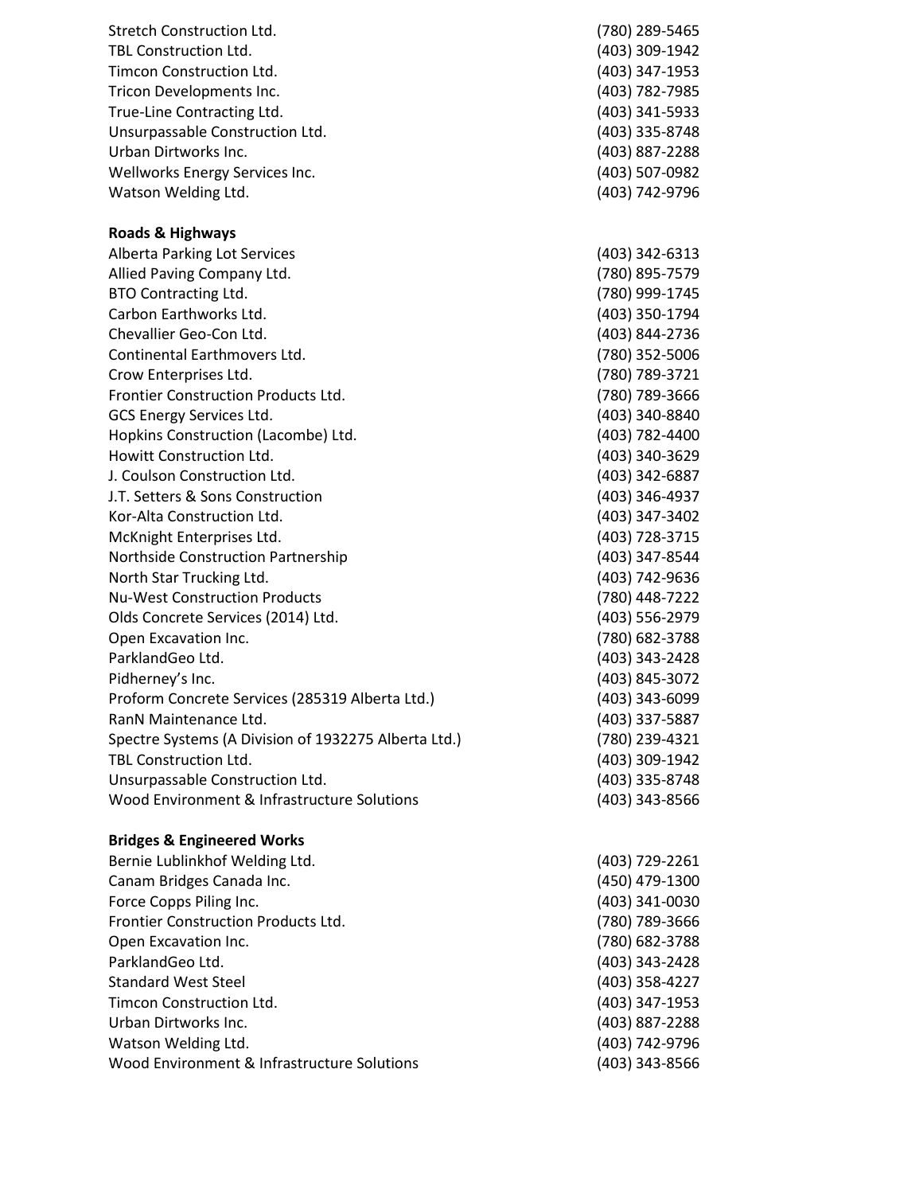| | |
|---|---|
| Stretch Construction Ltd. | (780) 289-5465 |
| TBL Construction Ltd. | (403) 309-1942 |
| Timcon Construction Ltd. | (403) 347-1953 |
| Tricon Developments Inc. | (403) 782-7985 |
| True-Line Contracting Ltd. | (403) 341-5933 |
| Unsurpassable Construction Ltd. | (403) 335-8748 |
| Urban Dirtworks Inc. | (403) 887-2288 |
| Wellworks Energy Services Inc. | (403) 507-0982 |
| Watson Welding Ltd. | (403) 742-9796 |

**Roads & Highways**

| | |
|---|---|
| Alberta Parking Lot Services | (403) 342-6313 |
| Allied Paving Company Ltd. | (780) 895-7579 |
| BTO Contracting Ltd. | (780) 999-1745 |
| Carbon Earthworks Ltd. | (403) 350-1794 |
| Chevallier Geo-Con Ltd. | (403) 844-2736 |
| Continental Earthmovers Ltd. | (780) 352-5006 |
| Crow Enterprises Ltd. | (780) 789-3721 |
| Frontier Construction Products Ltd. | (780) 789-3666 |
| GCS Energy Services Ltd. | (403) 340-8840 |
| Hopkins Construction (Lacombe) Ltd. | (403) 782-4400 |
| Howitt Construction Ltd. | (403) 340-3629 |
| J. Coulson Construction Ltd. | (403) 342-6887 |
| J.T. Setters & Sons Construction | (403) 346-4937 |
| Kor-Alta Construction Ltd. | (403) 347-3402 |
| McKnight Enterprises Ltd. | (403) 728-3715 |
| Northside Construction Partnership | (403) 347-8544 |
| North Star Trucking Ltd. | (403) 742-9636 |
| Nu-West Construction Products | (780) 448-7222 |
| Olds Concrete Services (2014) Ltd. | (403) 556-2979 |
| Open Excavation Inc. | (780) 682-3788 |
| ParklandGeo Ltd. | (403) 343-2428 |
| Pidherney's Inc. | (403) 845-3072 |
| Proform Concrete Services (285319 Alberta Ltd.) | (403) 343-6099 |
| RanN Maintenance Ltd. | (403) 337-5887 |
| Spectre Systems (A Division of 1932275 Alberta Ltd.) | (780) 239-4321 |
| TBL Construction Ltd. | (403) 309-1942 |
| Unsurpassable Construction Ltd. | (403) 335-8748 |
| Wood Environment & Infrastructure Solutions | (403) 343-8566 |

**Bridges & Engineered Works**

| | |
|---|---|
| Bernie Lublinkhof Welding Ltd. | (403) 729-2261 |
| Canam Bridges Canada Inc. | (450) 479-1300 |
| Force Copps Piling Inc. | (403) 341-0030 |
| Frontier Construction Products Ltd. | (780) 789-3666 |
| Open Excavation Inc. | (780) 682-3788 |
| ParklandGeo Ltd. | (403) 343-2428 |
| Standard West Steel | (403) 358-4227 |
| Timcon Construction Ltd. | (403) 347-1953 |
| Urban Dirtworks Inc. | (403) 887-2288 |
| Watson Welding Ltd. | (403) 742-9796 |
| Wood Environment & Infrastructure Solutions | (403) 343-8566 |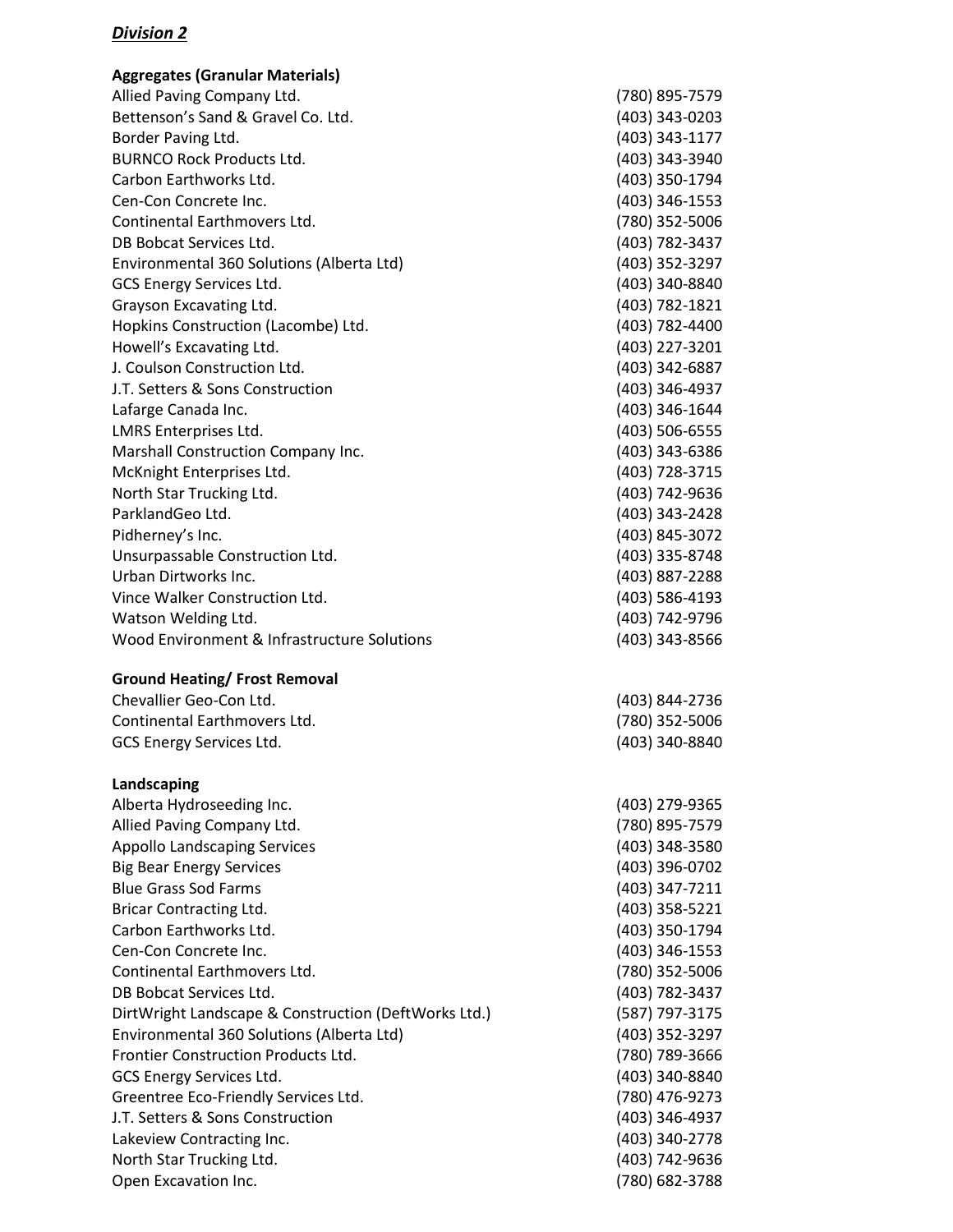***Division 2***

**Aggregates (Granular Materials)**

| | |
|---|---|
| Allied Paving Company Ltd. | (780) 895-7579 |
| Bettenson's Sand & Gravel Co. Ltd. | (403) 343-0203 |
| Border Paving Ltd. | (403) 343-1177 |
| BURNCO Rock Products Ltd. | (403) 343-3940 |
| Carbon Earthworks Ltd. | (403) 350-1794 |
| Cen-Con Concrete Inc. | (403) 346-1553 |
| Continental Earthmovers Ltd. | (780) 352-5006 |
| DB Bobcat Services Ltd. | (403) 782-3437 |
| Environmental 360 Solutions (Alberta Ltd) | (403) 352-3297 |
| GCS Energy Services Ltd. | (403) 340-8840 |
| Grayson Excavating Ltd. | (403) 782-1821 |
| Hopkins Construction (Lacombe) Ltd. | (403) 782-4400 |
| Howell's Excavating Ltd. | (403) 227-3201 |
| J. Coulson Construction Ltd. | (403) 342-6887 |
| J.T. Setters & Sons Construction | (403) 346-4937 |
| Lafarge Canada Inc. | (403) 346-1644 |
| LMRS Enterprises Ltd. | (403) 506-6555 |
| Marshall Construction Company Inc. | (403) 343-6386 |
| McKnight Enterprises Ltd. | (403) 728-3715 |
| North Star Trucking Ltd. | (403) 742-9636 |
| ParklandGeo Ltd. | (403) 343-2428 |
| Pidherney's Inc. | (403) 845-3072 |
| Unsurpassable Construction Ltd. | (403) 335-8748 |
| Urban Dirtworks Inc. | (403) 887-2288 |
| Vince Walker Construction Ltd. | (403) 586-4193 |
| Watson Welding Ltd. | (403) 742-9796 |
| Wood Environment & Infrastructure Solutions | (403) 343-8566 |

**Ground Heating/ Frost Removal**

| | |
|---|---|
| Chevallier Geo-Con Ltd. | (403) 844-2736 |
| Continental Earthmovers Ltd. | (780) 352-5006 |
| GCS Energy Services Ltd. | (403) 340-8840 |

**Landscaping**

| | |
|---|---|
| Alberta Hydroseeding Inc. | (403) 279-9365 |
| Allied Paving Company Ltd. | (780) 895-7579 |
| Appollo Landscaping Services | (403) 348-3580 |
| Big Bear Energy Services | (403) 396-0702 |
| Blue Grass Sod Farms | (403) 347-7211 |
| Bricar Contracting Ltd. | (403) 358-5221 |
| Carbon Earthworks Ltd. | (403) 350-1794 |
| Cen-Con Concrete Inc. | (403) 346-1553 |
| Continental Earthmovers Ltd. | (780) 352-5006 |
| DB Bobcat Services Ltd. | (403) 782-3437 |
| DirtWright Landscape & Construction (DeftWorks Ltd.) | (587) 797-3175 |
| Environmental 360 Solutions (Alberta Ltd) | (403) 352-3297 |
| Frontier Construction Products Ltd. | (780) 789-3666 |
| GCS Energy Services Ltd. | (403) 340-8840 |
| Greentree Eco-Friendly Services Ltd. | (780) 476-9273 |
| J.T. Setters & Sons Construction | (403) 346-4937 |
| Lakeview Contracting Inc. | (403) 340-2778 |
| North Star Trucking Ltd. | (403) 742-9636 |
| Open Excavation Inc. | (780) 682-3788 |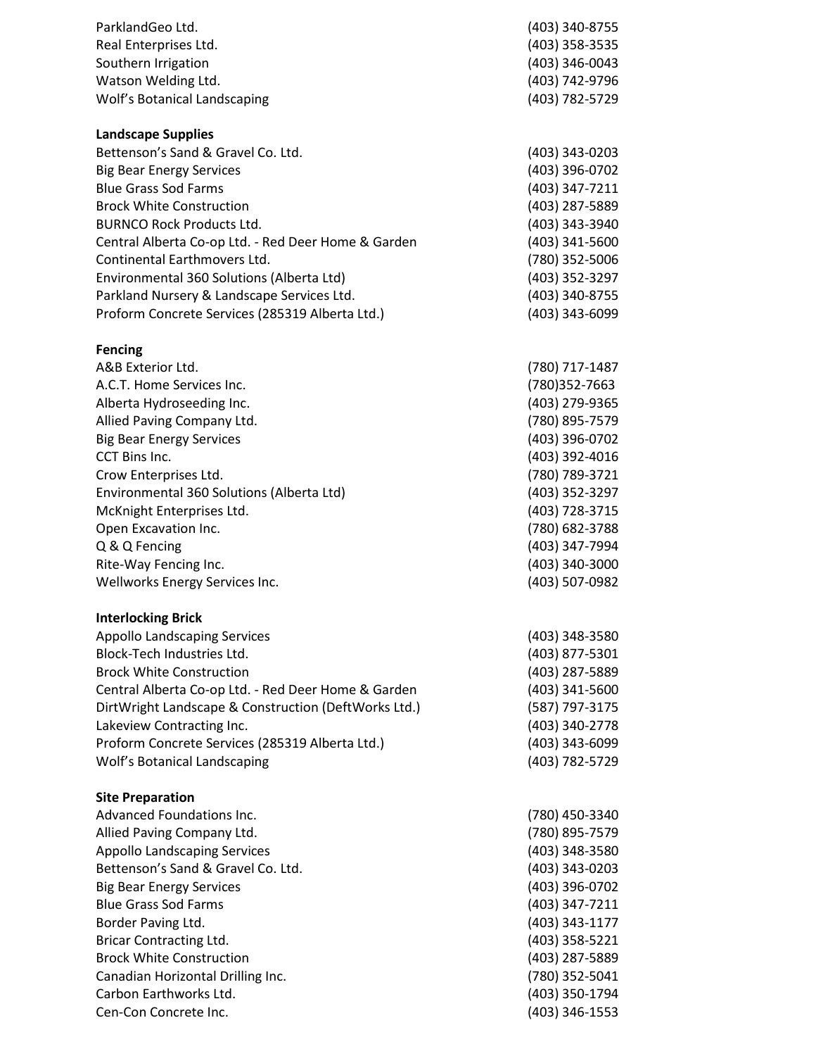| | |
|---|---|
| ParklandGeo Ltd. | (403) 340-8755 |
| Real Enterprises Ltd. | (403) 358-3535 |
| Southern Irrigation | (403) 346-0043 |
| Watson Welding Ltd. | (403) 742-9796 |
| Wolf's Botanical Landscaping | (403) 782-5729 |

**Landscape Supplies**

| | |
|---|---|
| Bettenson's Sand & Gravel Co. Ltd. | (403) 343-0203 |
| Big Bear Energy Services | (403) 396-0702 |
| Blue Grass Sod Farms | (403) 347-7211 |
| Brock White Construction | (403) 287-5889 |
| BURNCO Rock Products Ltd. | (403) 343-3940 |
| Central Alberta Co-op Ltd. - Red Deer Home & Garden | (403) 341-5600 |
| Continental Earthmovers Ltd. | (780) 352-5006 |
| Environmental 360 Solutions (Alberta Ltd) | (403) 352-3297 |
| Parkland Nursery & Landscape Services Ltd. | (403) 340-8755 |
| Proform Concrete Services (285319 Alberta Ltd.) | (403) 343-6099 |

**Fencing**

| | |
|---|---|
| A&B Exterior Ltd. | (780) 717-1487 |
| A.C.T. Home Services Inc. | (780)352-7663 |
| Alberta Hydroseeding Inc. | (403) 279-9365 |
| Allied Paving Company Ltd. | (780) 895-7579 |
| Big Bear Energy Services | (403) 396-0702 |
| CCT Bins Inc. | (403) 392-4016 |
| Crow Enterprises Ltd. | (780) 789-3721 |
| Environmental 360 Solutions (Alberta Ltd) | (403) 352-3297 |
| McKnight Enterprises Ltd. | (403) 728-3715 |
| Open Excavation Inc. | (780) 682-3788 |
| Q & Q Fencing | (403) 347-7994 |
| Rite-Way Fencing Inc. | (403) 340-3000 |
| Wellworks Energy Services Inc. | (403) 507-0982 |

**Interlocking Brick**

| | |
|---|---|
| Appollo Landscaping Services | (403) 348-3580 |
| Block-Tech Industries Ltd. | (403) 877-5301 |
| Brock White Construction | (403) 287-5889 |
| Central Alberta Co-op Ltd. - Red Deer Home & Garden | (403) 341-5600 |
| DirtWright Landscape & Construction (DeftWorks Ltd.) | (587) 797-3175 |
| Lakeview Contracting Inc. | (403) 340-2778 |
| Proform Concrete Services (285319 Alberta Ltd.) | (403) 343-6099 |
| Wolf's Botanical Landscaping | (403) 782-5729 |

**Site Preparation**

| | |
|---|---|
| Advanced Foundations Inc. | (780) 450-3340 |
| Allied Paving Company Ltd. | (780) 895-7579 |
| Appollo Landscaping Services | (403) 348-3580 |
| Bettenson's Sand & Gravel Co. Ltd. | (403) 343-0203 |
| Big Bear Energy Services | (403) 396-0702 |
| Blue Grass Sod Farms | (403) 347-7211 |
| Border Paving Ltd. | (403) 343-1177 |
| Bricar Contracting Ltd. | (403) 358-5221 |
| Brock White Construction | (403) 287-5889 |
| Canadian Horizontal Drilling Inc. | (780) 352-5041 |
| Carbon Earthworks Ltd. | (403) 350-1794 |
| Cen-Con Concrete Inc. | (403) 346-1553 |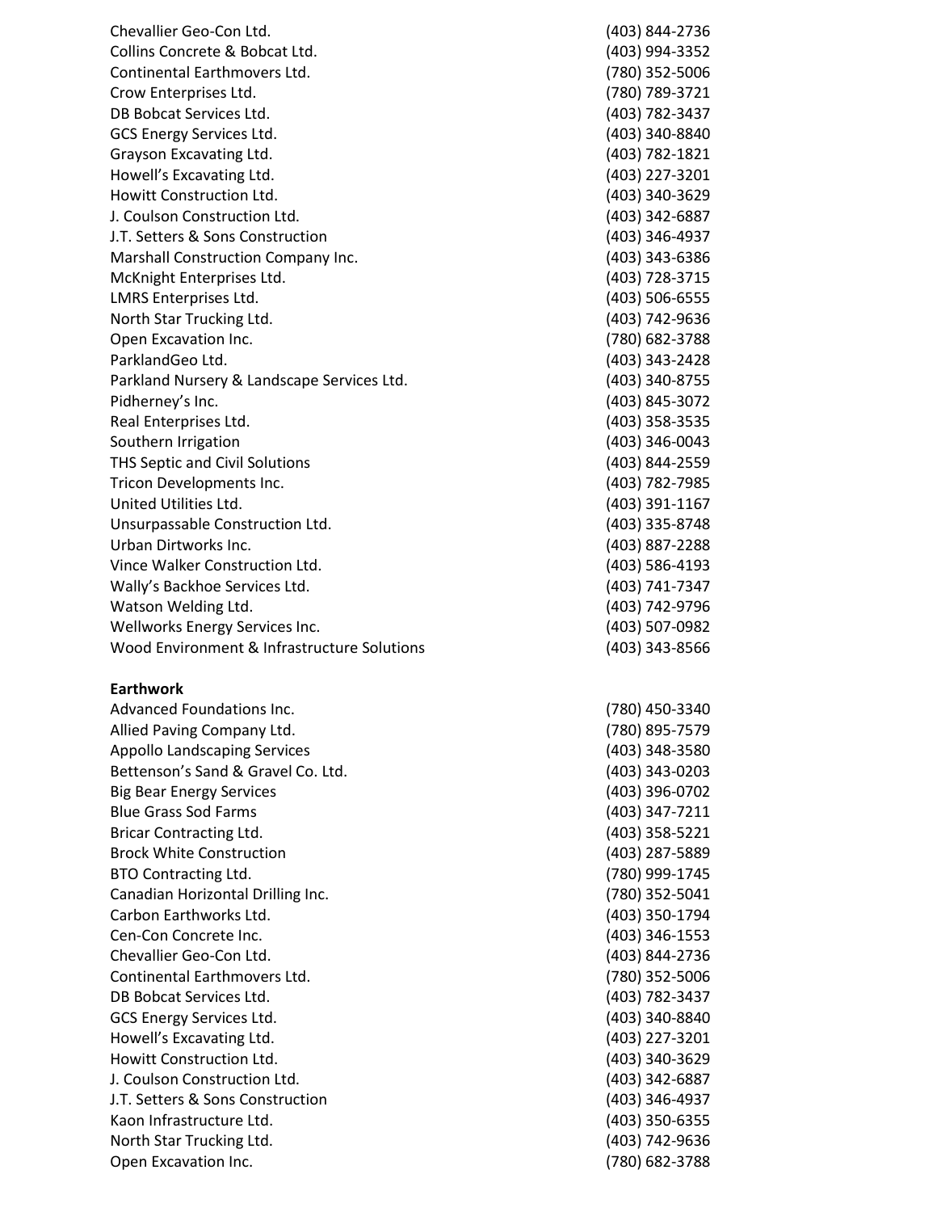| | |
|---|---|
| Chevallier Geo-Con Ltd. | (403) 844-2736 |
| Collins Concrete & Bobcat Ltd. | (403) 994-3352 |
| Continental Earthmovers Ltd. | (780) 352-5006 |
| Crow Enterprises Ltd. | (780) 789-3721 |
| DB Bobcat Services Ltd. | (403) 782-3437 |
| GCS Energy Services Ltd. | (403) 340-8840 |
| Grayson Excavating Ltd. | (403) 782-1821 |
| Howell’s Excavating Ltd. | (403) 227-3201 |
| Howitt Construction Ltd. | (403) 340-3629 |
| J. Coulson Construction Ltd. | (403) 342-6887 |
| J.T. Setters & Sons Construction | (403) 346-4937 |
| Marshall Construction Company Inc. | (403) 343-6386 |
| McKnight Enterprises Ltd. | (403) 728-3715 |
| LMRS Enterprises Ltd. | (403) 506-6555 |
| North Star Trucking Ltd. | (403) 742-9636 |
| Open Excavation Inc. | (780) 682-3788 |
| ParklandGeo Ltd. | (403) 343-2428 |
| Parkland Nursery & Landscape Services Ltd. | (403) 340-8755 |
| Pidherney’s Inc. | (403) 845-3072 |
| Real Enterprises Ltd. | (403) 358-3535 |
| Southern Irrigation | (403) 346-0043 |
| THS Septic and Civil Solutions | (403) 844-2559 |
| Tricon Developments Inc. | (403) 782-7985 |
| United Utilities Ltd. | (403) 391-1167 |
| Unsurpassable Construction Ltd. | (403) 335-8748 |
| Urban Dirtworks Inc. | (403) 887-2288 |
| Vince Walker Construction Ltd. | (403) 586-4193 |
| Wally’s Backhoe Services Ltd. | (403) 741-7347 |
| Watson Welding Ltd. | (403) 742-9796 |
| Wellworks Energy Services Inc. | (403) 507-0982 |
| Wood Environment & Infrastructure Solutions | (403) 343-8566 |

**Earthwork**

| | |
|---|---|
| Advanced Foundations Inc. | (780) 450-3340 |
| Allied Paving Company Ltd. | (780) 895-7579 |
| Appollo Landscaping Services | (403) 348-3580 |
| Bettenson’s Sand & Gravel Co. Ltd. | (403) 343-0203 |
| Big Bear Energy Services | (403) 396-0702 |
| Blue Grass Sod Farms | (403) 347-7211 |
| Bricar Contracting Ltd. | (403) 358-5221 |
| Brock White Construction | (403) 287-5889 |
| BTO Contracting Ltd. | (780) 999-1745 |
| Canadian Horizontal Drilling Inc. | (780) 352-5041 |
| Carbon Earthworks Ltd. | (403) 350-1794 |
| Cen-Con Concrete Inc. | (403) 346-1553 |
| Chevallier Geo-Con Ltd. | (403) 844-2736 |
| Continental Earthmovers Ltd. | (780) 352-5006 |
| DB Bobcat Services Ltd. | (403) 782-3437 |
| GCS Energy Services Ltd. | (403) 340-8840 |
| Howell’s Excavating Ltd. | (403) 227-3201 |
| Howitt Construction Ltd. | (403) 340-3629 |
| J. Coulson Construction Ltd. | (403) 342-6887 |
| J.T. Setters & Sons Construction | (403) 346-4937 |
| Kaon Infrastructure Ltd. | (403) 350-6355 |
| North Star Trucking Ltd. | (403) 742-9636 |
| Open Excavation Inc. | (780) 682-3788 |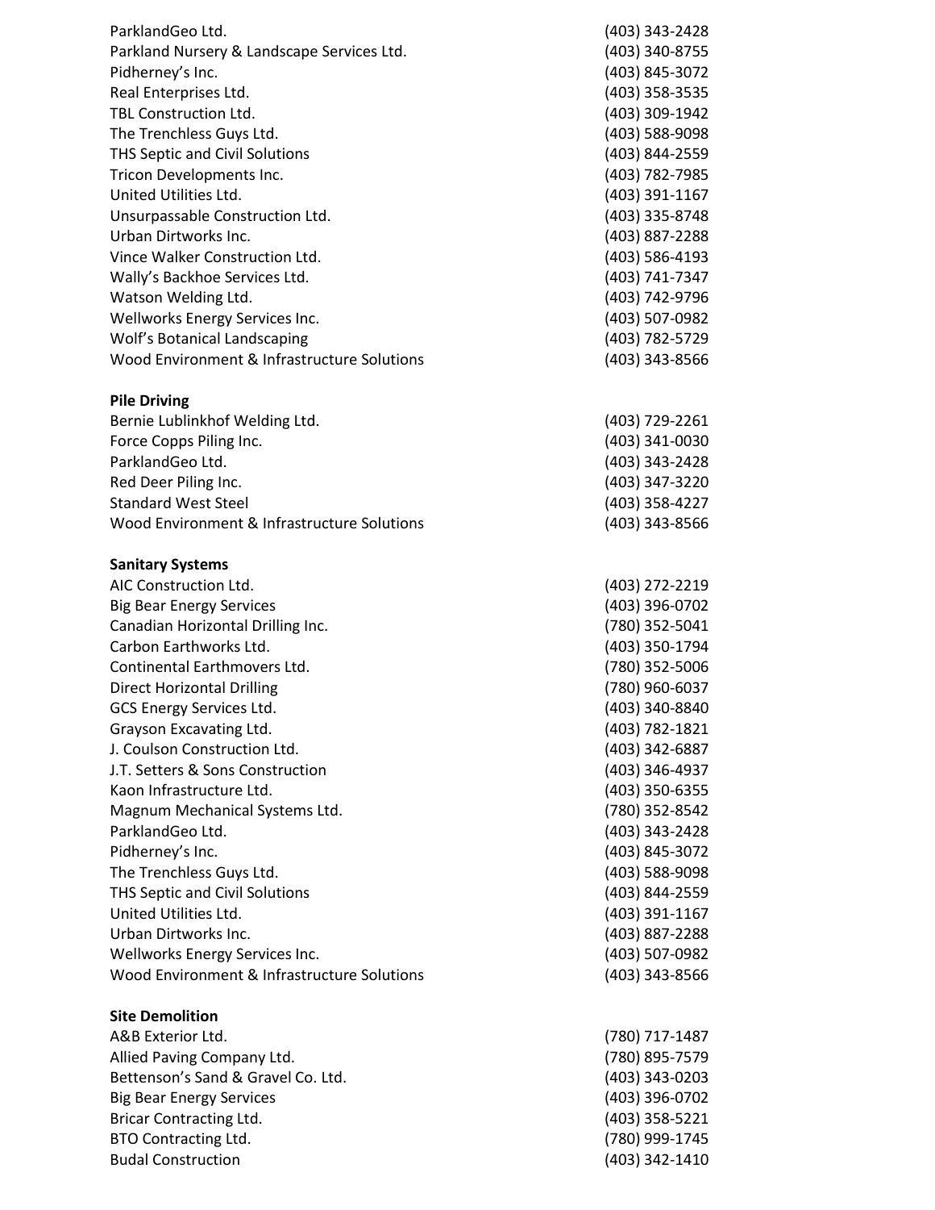| | |
|---|---|
| ParklandGeo Ltd. | (403) 343-2428 |
| Parkland Nursery & Landscape Services Ltd. | (403) 340-8755 |
| Pidherney's Inc. | (403) 845-3072 |
| Real Enterprises Ltd. | (403) 358-3535 |
| TBL Construction Ltd. | (403) 309-1942 |
| The Trenchless Guys Ltd. | (403) 588-9098 |
| THS Septic and Civil Solutions | (403) 844-2559 |
| Tricon Developments Inc. | (403) 782-7985 |
| United Utilities Ltd. | (403) 391-1167 |
| Unsurpassable Construction Ltd. | (403) 335-8748 |
| Urban Dirtworks Inc. | (403) 887-2288 |
| Vince Walker Construction Ltd. | (403) 586-4193 |
| Wally's Backhoe Services Ltd. | (403) 741-7347 |
| Watson Welding Ltd. | (403) 742-9796 |
| Wellworks Energy Services Inc. | (403) 507-0982 |
| Wolf's Botanical Landscaping | (403) 782-5729 |
| Wood Environment & Infrastructure Solutions | (403) 343-8566 |

**Pile Driving**

| | |
|---|---|
| Bernie Lublinkhof Welding Ltd. | (403) 729-2261 |
| Force Copps Piling Inc. | (403) 341-0030 |
| ParklandGeo Ltd. | (403) 343-2428 |
| Red Deer Piling Inc. | (403) 347-3220 |
| Standard West Steel | (403) 358-4227 |
| Wood Environment & Infrastructure Solutions | (403) 343-8566 |

**Sanitary Systems**

| | |
|---|---|
| AIC Construction Ltd. | (403) 272-2219 |
| Big Bear Energy Services | (403) 396-0702 |
| Canadian Horizontal Drilling Inc. | (780) 352-5041 |
| Carbon Earthworks Ltd. | (403) 350-1794 |
| Continental Earthmovers Ltd. | (780) 352-5006 |
| Direct Horizontal Drilling | (780) 960-6037 |
| GCS Energy Services Ltd. | (403) 340-8840 |
| Grayson Excavating Ltd. | (403) 782-1821 |
| J. Coulson Construction Ltd. | (403) 342-6887 |
| J.T. Setters & Sons Construction | (403) 346-4937 |
| Kaon Infrastructure Ltd. | (403) 350-6355 |
| Magnum Mechanical Systems Ltd. | (780) 352-8542 |
| ParklandGeo Ltd. | (403) 343-2428 |
| Pidherney's Inc. | (403) 845-3072 |
| The Trenchless Guys Ltd. | (403) 588-9098 |
| THS Septic and Civil Solutions | (403) 844-2559 |
| United Utilities Ltd. | (403) 391-1167 |
| Urban Dirtworks Inc. | (403) 887-2288 |
| Wellworks Energy Services Inc. | (403) 507-0982 |
| Wood Environment & Infrastructure Solutions | (403) 343-8566 |

**Site Demolition**

| | |
|---|---|
| A&B Exterior Ltd. | (780) 717-1487 |
| Allied Paving Company Ltd. | (780) 895-7579 |
| Bettenson's Sand & Gravel Co. Ltd. | (403) 343-0203 |
| Big Bear Energy Services | (403) 396-0702 |
| Bricar Contracting Ltd. | (403) 358-5221 |
| BTO Contracting Ltd. | (780) 999-1745 |
| Budal Construction | (403) 342-1410 |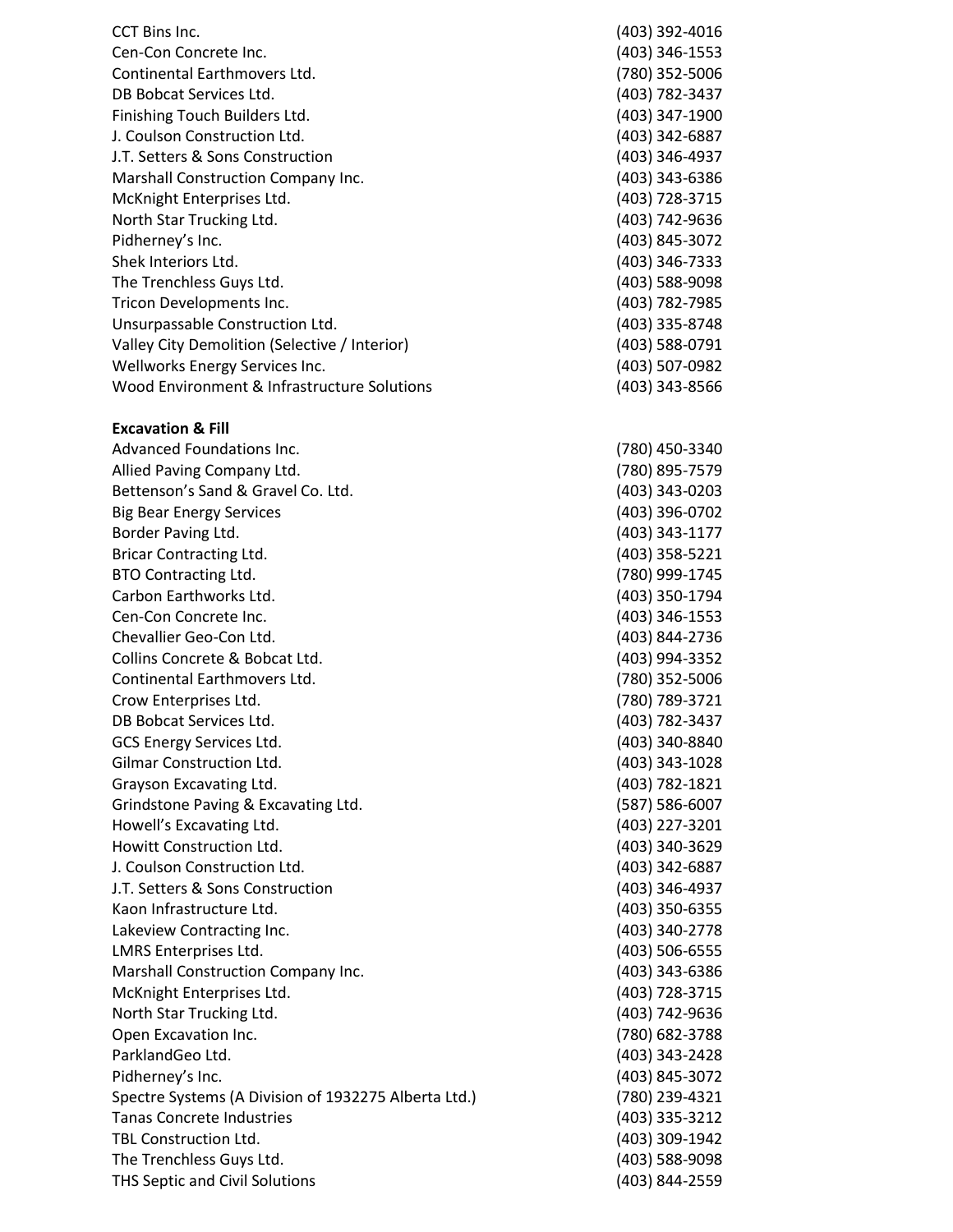| | |
|---|---|
| CCT Bins Inc. | (403) 392-4016 |
| Cen-Con Concrete Inc. | (403) 346-1553 |
| Continental Earthmovers Ltd. | (780) 352-5006 |
| DB Bobcat Services Ltd. | (403) 782-3437 |
| Finishing Touch Builders Ltd. | (403) 347-1900 |
| J. Coulson Construction Ltd. | (403) 342-6887 |
| J.T. Setters & Sons Construction | (403) 346-4937 |
| Marshall Construction Company Inc. | (403) 343-6386 |
| McKnight Enterprises Ltd. | (403) 728-3715 |
| North Star Trucking Ltd. | (403) 742-9636 |
| Pidherney's Inc. | (403) 845-3072 |
| Shek Interiors Ltd. | (403) 346-7333 |
| The Trenchless Guys Ltd. | (403) 588-9098 |
| Tricon Developments Inc. | (403) 782-7985 |
| Unsurpassable Construction Ltd. | (403) 335-8748 |
| Valley City Demolition (Selective / Interior) | (403) 588-0791 |
| Wellworks Energy Services Inc. | (403) 507-0982 |
| Wood Environment & Infrastructure Solutions | (403) 343-8566 |

**Excavation & Fill**

| | |
|---|---|
| Advanced Foundations Inc. | (780) 450-3340 |
| Allied Paving Company Ltd. | (780) 895-7579 |
| Bettenson's Sand & Gravel Co. Ltd. | (403) 343-0203 |
| Big Bear Energy Services | (403) 396-0702 |
| Border Paving Ltd. | (403) 343-1177 |
| Bricar Contracting Ltd. | (403) 358-5221 |
| BTO Contracting Ltd. | (780) 999-1745 |
| Carbon Earthworks Ltd. | (403) 350-1794 |
| Cen-Con Concrete Inc. | (403) 346-1553 |
| Chevallier Geo-Con Ltd. | (403) 844-2736 |
| Collins Concrete & Bobcat Ltd. | (403) 994-3352 |
| Continental Earthmovers Ltd. | (780) 352-5006 |
| Crow Enterprises Ltd. | (780) 789-3721 |
| DB Bobcat Services Ltd. | (403) 782-3437 |
| GCS Energy Services Ltd. | (403) 340-8840 |
| Gilmar Construction Ltd. | (403) 343-1028 |
| Grayson Excavating Ltd. | (403) 782-1821 |
| Grindstone Paving & Excavating Ltd. | (587) 586-6007 |
| Howell's Excavating Ltd. | (403) 227-3201 |
| Howitt Construction Ltd. | (403) 340-3629 |
| J. Coulson Construction Ltd. | (403) 342-6887 |
| J.T. Setters & Sons Construction | (403) 346-4937 |
| Kaon Infrastructure Ltd. | (403) 350-6355 |
| Lakeview Contracting Inc. | (403) 340-2778 |
| LMRS Enterprises Ltd. | (403) 506-6555 |
| Marshall Construction Company Inc. | (403) 343-6386 |
| McKnight Enterprises Ltd. | (403) 728-3715 |
| North Star Trucking Ltd. | (403) 742-9636 |
| Open Excavation Inc. | (780) 682-3788 |
| ParklandGeo Ltd. | (403) 343-2428 |
| Pidherney's Inc. | (403) 845-3072 |
| Spectre Systems (A Division of 1932275 Alberta Ltd.) | (780) 239-4321 |
| Tanas Concrete Industries | (403) 335-3212 |
| TBL Construction Ltd. | (403) 309-1942 |
| The Trenchless Guys Ltd. | (403) 588-9098 |
| THS Septic and Civil Solutions | (403) 844-2559 |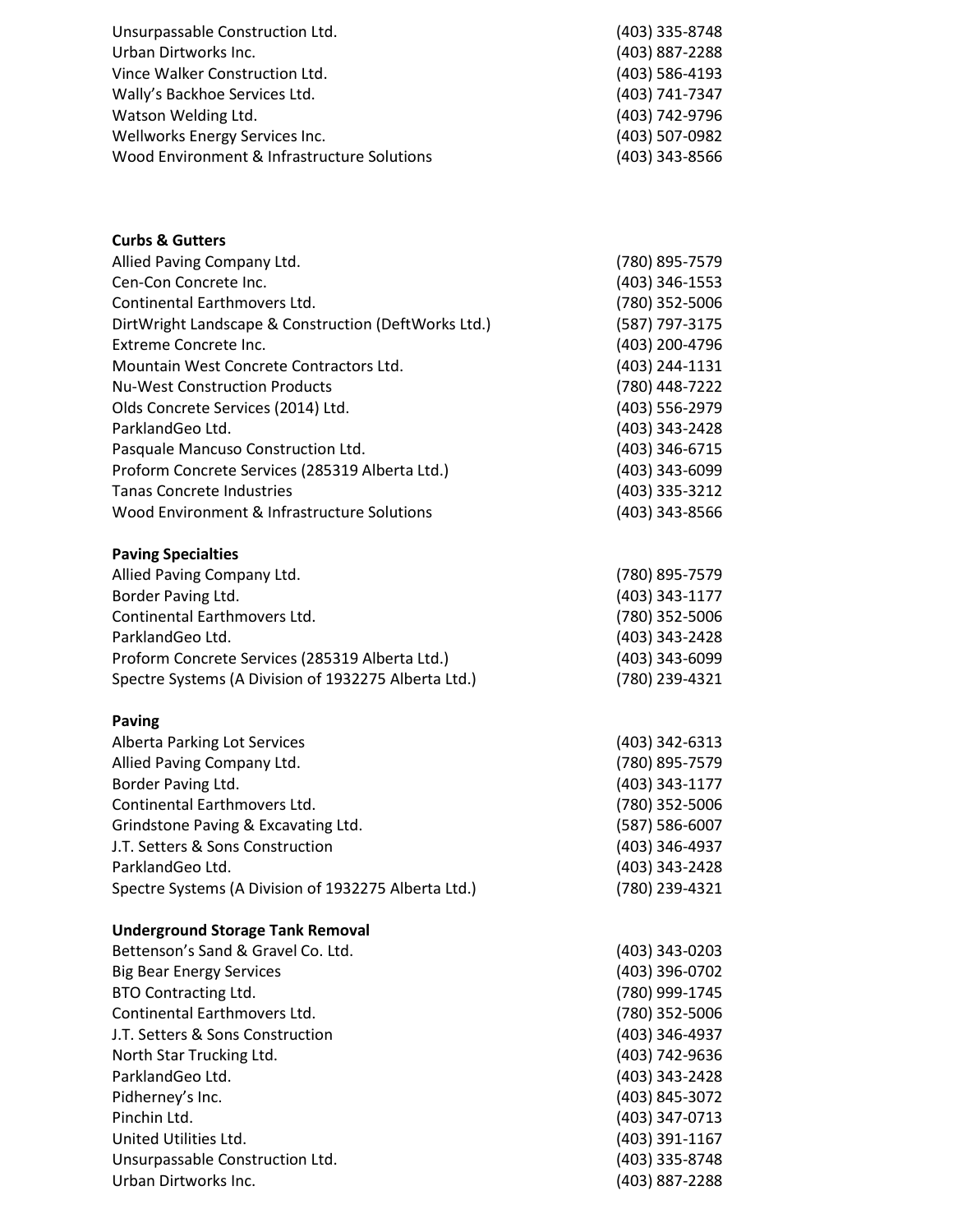| | |
|---|---|
| Unsurpassable Construction Ltd. | (403) 335-8748 |
| Urban Dirtworks Inc. | (403) 887-2288 |
| Vince Walker Construction Ltd. | (403) 586-4193 |
| Wally’s Backhoe Services Ltd. | (403) 741-7347 |
| Watson Welding Ltd. | (403) 742-9796 |
| Wellworks Energy Services Inc. | (403) 507-0982 |
| Wood Environment & Infrastructure Solutions | (403) 343-8566 |

**Curbs & Gutters**

| | |
|---|---|
| Allied Paving Company Ltd. | (780) 895-7579 |
| Cen-Con Concrete Inc. | (403) 346-1553 |
| Continental Earthmovers Ltd. | (780) 352-5006 |
| DirtWright Landscape & Construction (DeftWorks Ltd.) | (587) 797-3175 |
| Extreme Concrete Inc. | (403) 200-4796 |
| Mountain West Concrete Contractors Ltd. | (403) 244-1131 |
| Nu-West Construction Products | (780) 448-7222 |
| Olds Concrete Services (2014) Ltd. | (403) 556-2979 |
| ParklandGeo Ltd. | (403) 343-2428 |
| Pasquale Mancuso Construction Ltd. | (403) 346-6715 |
| Proform Concrete Services (285319 Alberta Ltd.) | (403) 343-6099 |
| Tanas Concrete Industries | (403) 335-3212 |
| Wood Environment & Infrastructure Solutions | (403) 343-8566 |

**Paving Specialties**

| | |
|---|---|
| Allied Paving Company Ltd. | (780) 895-7579 |
| Border Paving Ltd. | (403) 343-1177 |
| Continental Earthmovers Ltd. | (780) 352-5006 |
| ParklandGeo Ltd. | (403) 343-2428 |
| Proform Concrete Services (285319 Alberta Ltd.) | (403) 343-6099 |
| Spectre Systems (A Division of 1932275 Alberta Ltd.) | (780) 239-4321 |

**Paving**

| | |
|---|---|
| Alberta Parking Lot Services | (403) 342-6313 |
| Allied Paving Company Ltd. | (780) 895-7579 |
| Border Paving Ltd. | (403) 343-1177 |
| Continental Earthmovers Ltd. | (780) 352-5006 |
| Grindstone Paving & Excavating Ltd. | (587) 586-6007 |
| J.T. Setters & Sons Construction | (403) 346-4937 |
| ParklandGeo Ltd. | (403) 343-2428 |
| Spectre Systems (A Division of 1932275 Alberta Ltd.) | (780) 239-4321 |

**Underground Storage Tank Removal**

| | |
|---|---|
| Bettenson’s Sand & Gravel Co. Ltd. | (403) 343-0203 |
| Big Bear Energy Services | (403) 396-0702 |
| BTO Contracting Ltd. | (780) 999-1745 |
| Continental Earthmovers Ltd. | (780) 352-5006 |
| J.T. Setters & Sons Construction | (403) 346-4937 |
| North Star Trucking Ltd. | (403) 742-9636 |
| ParklandGeo Ltd. | (403) 343-2428 |
| Pidherney’s Inc. | (403) 845-3072 |
| Pinchin Ltd. | (403) 347-0713 |
| United Utilities Ltd. | (403) 391-1167 |
| Unsurpassable Construction Ltd. | (403) 335-8748 |
| Urban Dirtworks Inc. | (403) 887-2288 |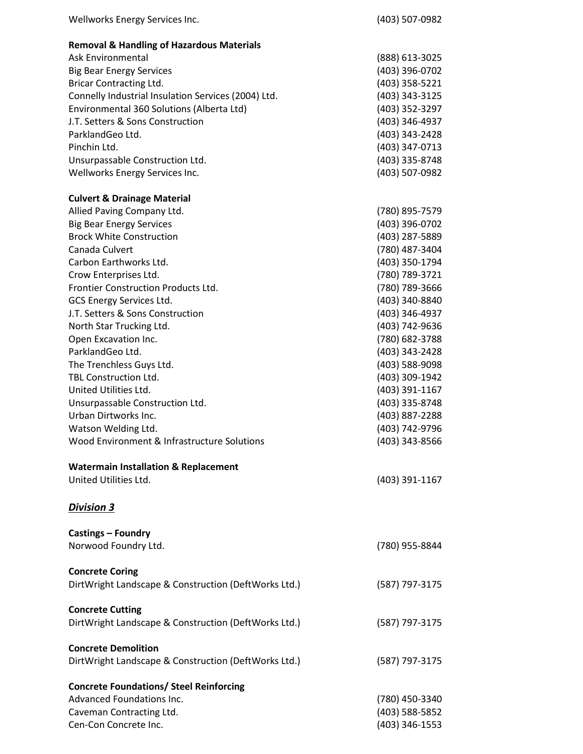| | |
|---|---|
| Wellworks Energy Services Inc. | (403) 507-0982 |

**Removal & Handling of Hazardous Materials**

| | |
|---|---|
| Ask Environmental | (888) 613-3025 |
| Big Bear Energy Services | (403) 396-0702 |
| Bricar Contracting Ltd. | (403) 358-5221 |
| Connelly Industrial Insulation Services (2004) Ltd. | (403) 343-3125 |
| Environmental 360 Solutions (Alberta Ltd) | (403) 352-3297 |
| J.T. Setters & Sons Construction | (403) 346-4937 |
| ParklandGeo Ltd. | (403) 343-2428 |
| Pinchin Ltd. | (403) 347-0713 |
| Unsurpassable Construction Ltd. | (403) 335-8748 |
| Wellworks Energy Services Inc. | (403) 507-0982 |

**Culvert & Drainage Material**

| | |
|---|---|
| Allied Paving Company Ltd. | (780) 895-7579 |
| Big Bear Energy Services | (403) 396-0702 |
| Brock White Construction | (403) 287-5889 |
| Canada Culvert | (780) 487-3404 |
| Carbon Earthworks Ltd. | (403) 350-1794 |
| Crow Enterprises Ltd. | (780) 789-3721 |
| Frontier Construction Products Ltd. | (780) 789-3666 |
| GCS Energy Services Ltd. | (403) 340-8840 |
| J.T. Setters & Sons Construction | (403) 346-4937 |
| North Star Trucking Ltd. | (403) 742-9636 |
| Open Excavation Inc. | (780) 682-3788 |
| ParklandGeo Ltd. | (403) 343-2428 |
| The Trenchless Guys Ltd. | (403) 588-9098 |
| TBL Construction Ltd. | (403) 309-1942 |
| United Utilities Ltd. | (403) 391-1167 |
| Unsurpassable Construction Ltd. | (403) 335-8748 |
| Urban Dirtworks Inc. | (403) 887-2288 |
| Watson Welding Ltd. | (403) 742-9796 |
| Wood Environment & Infrastructure Solutions | (403) 343-8566 |

**Watermain Installation & Replacement**

| | |
|---|---|
| United Utilities Ltd. | (403) 391-1167 |

## ***Division 3***

**Castings – Foundry**

| | |
|---|---|
| Norwood Foundry Ltd. | (780) 955-8844 |

**Concrete Coring**

| | |
|---|---|
| DirtWright Landscape & Construction (DeftWorks Ltd.) | (587) 797-3175 |

**Concrete Cutting**

| | |
|---|---|
| DirtWright Landscape & Construction (DeftWorks Ltd.) | (587) 797-3175 |

**Concrete Demolition**

| | |
|---|---|
| DirtWright Landscape & Construction (DeftWorks Ltd.) | (587) 797-3175 |

**Concrete Foundations/ Steel Reinforcing**

| | |
|---|---|
| Advanced Foundations Inc. | (780) 450-3340 |
| Caveman Contracting Ltd. | (403) 588-5852 |
| Cen-Con Concrete Inc. | (403) 346-1553 |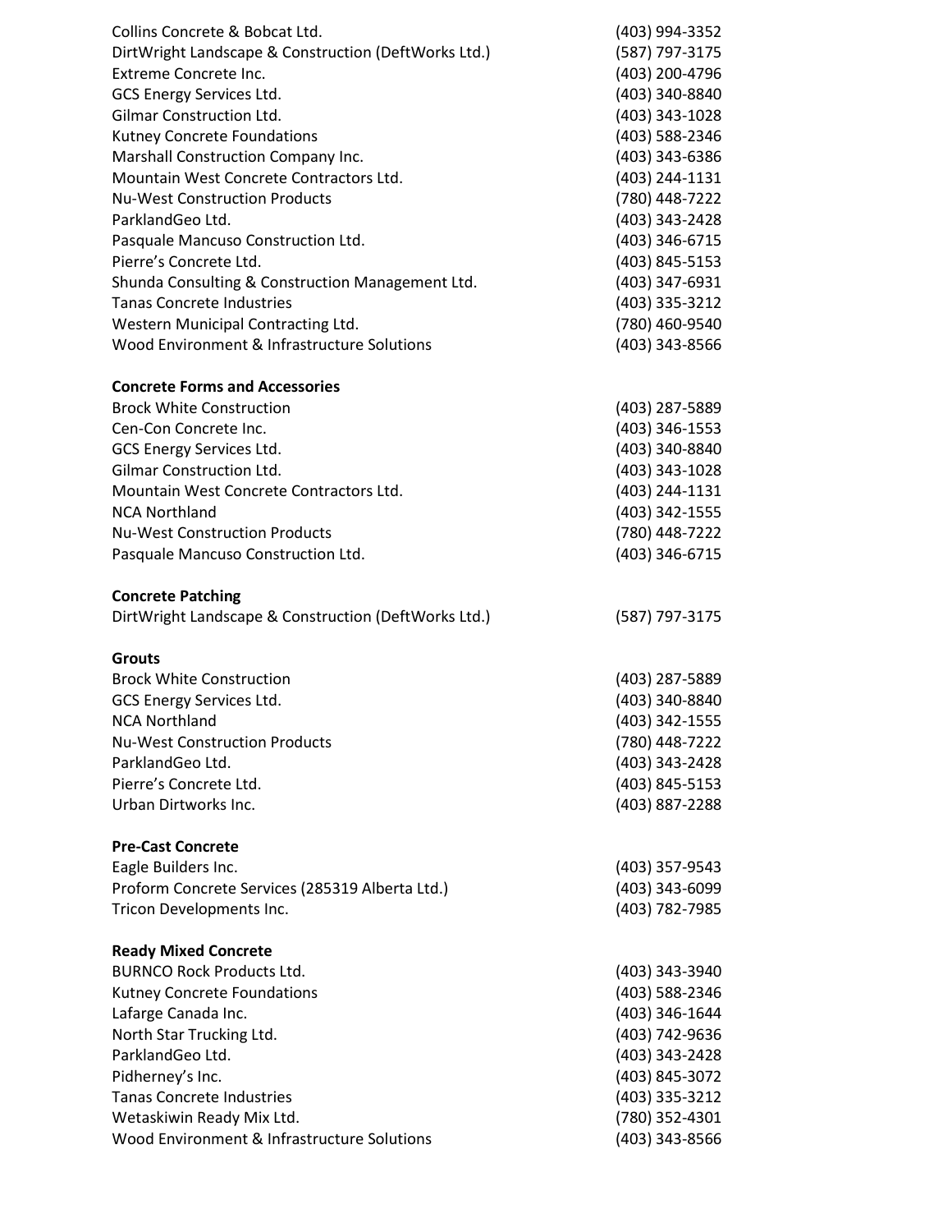| | |
|---|---|
| Collins Concrete & Bobcat Ltd. | (403) 994-3352 |
| DirtWright Landscape & Construction (DeftWorks Ltd.) | (587) 797-3175 |
| Extreme Concrete Inc. | (403) 200-4796 |
| GCS Energy Services Ltd. | (403) 340-8840 |
| Gilmar Construction Ltd. | (403) 343-1028 |
| Kutney Concrete Foundations | (403) 588-2346 |
| Marshall Construction Company Inc. | (403) 343-6386 |
| Mountain West Concrete Contractors Ltd. | (403) 244-1131 |
| Nu-West Construction Products | (780) 448-7222 |
| ParklandGeo Ltd. | (403) 343-2428 |
| Pasquale Mancuso Construction Ltd. | (403) 346-6715 |
| Pierre's Concrete Ltd. | (403) 845-5153 |
| Shunda Consulting & Construction Management Ltd. | (403) 347-6931 |
| Tanas Concrete Industries | (403) 335-3212 |
| Western Municipal Contracting Ltd. | (780) 460-9540 |
| Wood Environment & Infrastructure Solutions | (403) 343-8566 |

**Concrete Forms and Accessories**

| | |
|---|---|
| Brock White Construction | (403) 287-5889 |
| Cen-Con Concrete Inc. | (403) 346-1553 |
| GCS Energy Services Ltd. | (403) 340-8840 |
| Gilmar Construction Ltd. | (403) 343-1028 |
| Mountain West Concrete Contractors Ltd. | (403) 244-1131 |
| NCA Northland | (403) 342-1555 |
| Nu-West Construction Products | (780) 448-7222 |
| Pasquale Mancuso Construction Ltd. | (403) 346-6715 |

**Concrete Patching**

| | |
|---|---|
| DirtWright Landscape & Construction (DeftWorks Ltd.) | (587) 797-3175 |

**Grouts**

| | |
|---|---|
| Brock White Construction | (403) 287-5889 |
| GCS Energy Services Ltd. | (403) 340-8840 |
| NCA Northland | (403) 342-1555 |
| Nu-West Construction Products | (780) 448-7222 |
| ParklandGeo Ltd. | (403) 343-2428 |
| Pierre's Concrete Ltd. | (403) 845-5153 |
| Urban Dirtworks Inc. | (403) 887-2288 |

**Pre-Cast Concrete**

| | |
|---|---|
| Eagle Builders Inc. | (403) 357-9543 |
| Proform Concrete Services (285319 Alberta Ltd.) | (403) 343-6099 |
| Tricon Developments Inc. | (403) 782-7985 |

**Ready Mixed Concrete**

| | |
|---|---|
| BURNCO Rock Products Ltd. | (403) 343-3940 |
| Kutney Concrete Foundations | (403) 588-2346 |
| Lafarge Canada Inc. | (403) 346-1644 |
| North Star Trucking Ltd. | (403) 742-9636 |
| ParklandGeo Ltd. | (403) 343-2428 |
| Pidherney's Inc. | (403) 845-3072 |
| Tanas Concrete Industries | (403) 335-3212 |
| Wetaskiwin Ready Mix Ltd. | (780) 352-4301 |
| Wood Environment & Infrastructure Solutions | (403) 343-8566 |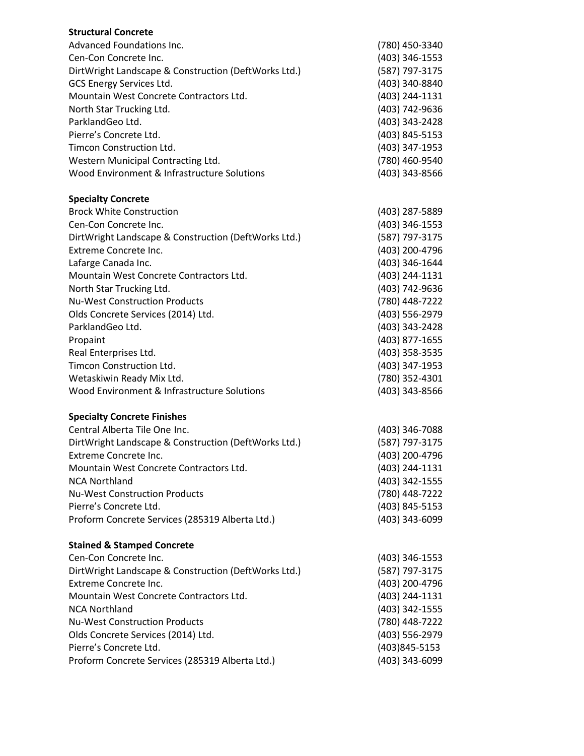**Structural Concrete**

| | |
|---|---|
| Advanced Foundations Inc. | (780) 450-3340 |
| Cen-Con Concrete Inc. | (403) 346-1553 |
| DirtWright Landscape & Construction (DeftWorks Ltd.) | (587) 797-3175 |
| GCS Energy Services Ltd. | (403) 340-8840 |
| Mountain West Concrete Contractors Ltd. | (403) 244-1131 |
| North Star Trucking Ltd. | (403) 742-9636 |
| ParklandGeo Ltd. | (403) 343-2428 |
| Pierre's Concrete Ltd. | (403) 845-5153 |
| Timcon Construction Ltd. | (403) 347-1953 |
| Western Municipal Contracting Ltd. | (780) 460-9540 |
| Wood Environment & Infrastructure Solutions | (403) 343-8566 |

**Specialty Concrete**

| | |
|---|---|
| Brock White Construction | (403) 287-5889 |
| Cen-Con Concrete Inc. | (403) 346-1553 |
| DirtWright Landscape & Construction (DeftWorks Ltd.) | (587) 797-3175 |
| Extreme Concrete Inc. | (403) 200-4796 |
| Lafarge Canada Inc. | (403) 346-1644 |
| Mountain West Concrete Contractors Ltd. | (403) 244-1131 |
| North Star Trucking Ltd. | (403) 742-9636 |
| Nu-West Construction Products | (780) 448-7222 |
| Olds Concrete Services (2014) Ltd. | (403) 556-2979 |
| ParklandGeo Ltd. | (403) 343-2428 |
| Propaint | (403) 877-1655 |
| Real Enterprises Ltd. | (403) 358-3535 |
| Timcon Construction Ltd. | (403) 347-1953 |
| Wetaskiwin Ready Mix Ltd. | (780) 352-4301 |
| Wood Environment & Infrastructure Solutions | (403) 343-8566 |

**Specialty Concrete Finishes**

| | |
|---|---|
| Central Alberta Tile One Inc. | (403) 346-7088 |
| DirtWright Landscape & Construction (DeftWorks Ltd.) | (587) 797-3175 |
| Extreme Concrete Inc. | (403) 200-4796 |
| Mountain West Concrete Contractors Ltd. | (403) 244-1131 |
| NCA Northland | (403) 342-1555 |
| Nu-West Construction Products | (780) 448-7222 |
| Pierre's Concrete Ltd. | (403) 845-5153 |
| Proform Concrete Services (285319 Alberta Ltd.) | (403) 343-6099 |

**Stained & Stamped Concrete**

| | |
|---|---|
| Cen-Con Concrete Inc. | (403) 346-1553 |
| DirtWright Landscape & Construction (DeftWorks Ltd.) | (587) 797-3175 |
| Extreme Concrete Inc. | (403) 200-4796 |
| Mountain West Concrete Contractors Ltd. | (403) 244-1131 |
| NCA Northland | (403) 342-1555 |
| Nu-West Construction Products | (780) 448-7222 |
| Olds Concrete Services (2014) Ltd. | (403) 556-2979 |
| Pierre's Concrete Ltd. | (403)845-5153 |
| Proform Concrete Services (285319 Alberta Ltd.) | (403) 343-6099 |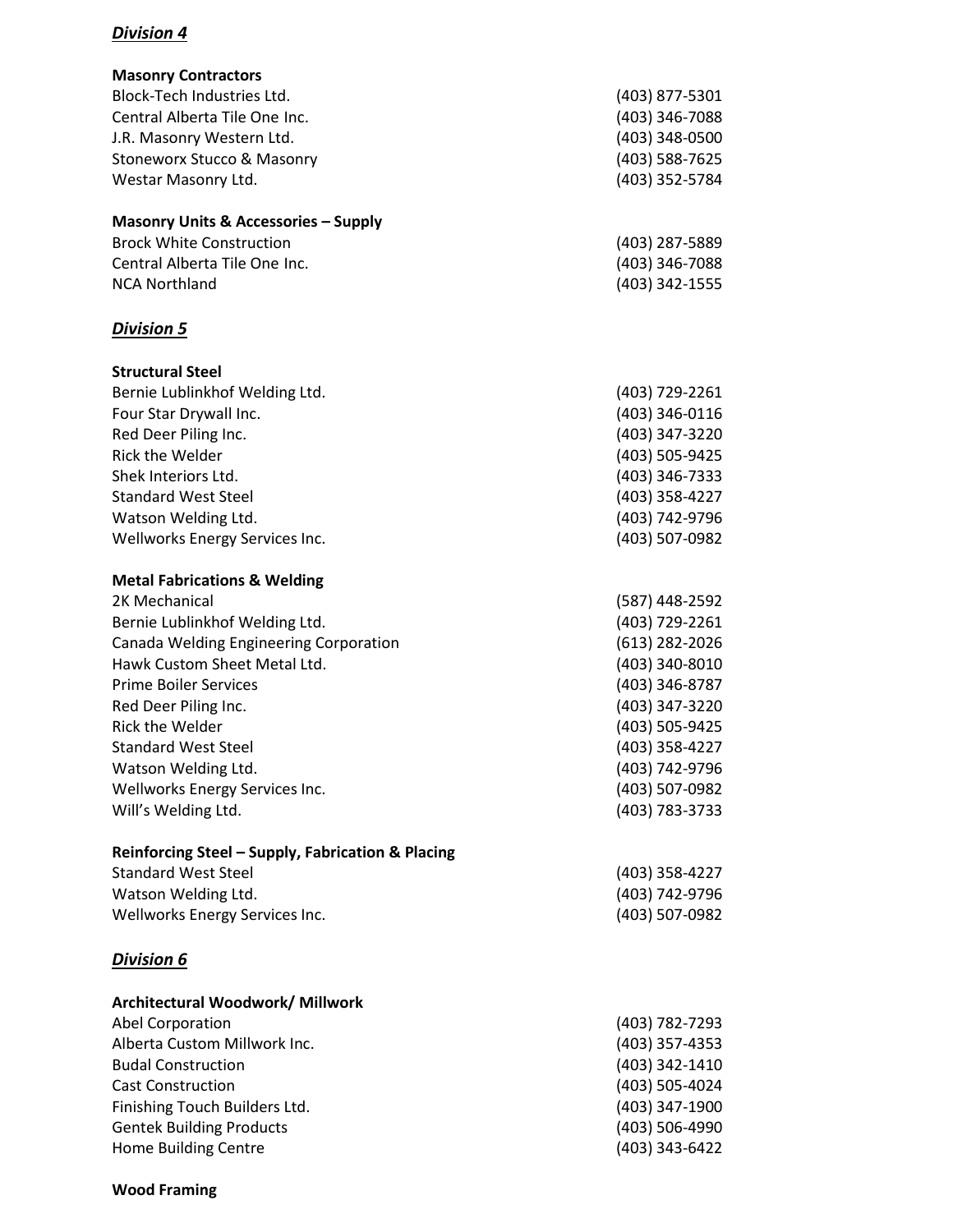## ***Division 4***

### **Masonry Contractors**

| | |
|---|---|
| Block-Tech Industries Ltd. | (403) 877-5301 |
| Central Alberta Tile One Inc. | (403) 346-7088 |
| J.R. Masonry Western Ltd. | (403) 348-0500 |
| Stoneworx Stucco & Masonry | (403) 588-7625 |
| Westar Masonry Ltd. | (403) 352-5784 |

### **Masonry Units & Accessories – Supply**

| | |
|---|---|
| Brock White Construction | (403) 287-5889 |
| Central Alberta Tile One Inc. | (403) 346-7088 |
| NCA Northland | (403) 342-1555 |

## ***Division 5***

### **Structural Steel**

| | |
|---|---|
| Bernie Lublinkhof Welding Ltd. | (403) 729-2261 |
| Four Star Drywall Inc. | (403) 346-0116 |
| Red Deer Piling Inc. | (403) 347-3220 |
| Rick the Welder | (403) 505-9425 |
| Shek Interiors Ltd. | (403) 346-7333 |
| Standard West Steel | (403) 358-4227 |
| Watson Welding Ltd. | (403) 742-9796 |
| Wellworks Energy Services Inc. | (403) 507-0982 |

### **Metal Fabrications & Welding**

| | |
|---|---|
| 2K Mechanical | (587) 448-2592 |
| Bernie Lublinkhof Welding Ltd. | (403) 729-2261 |
| Canada Welding Engineering Corporation | (613) 282-2026 |
| Hawk Custom Sheet Metal Ltd. | (403) 340-8010 |
| Prime Boiler Services | (403) 346-8787 |
| Red Deer Piling Inc. | (403) 347-3220 |
| Rick the Welder | (403) 505-9425 |
| Standard West Steel | (403) 358-4227 |
| Watson Welding Ltd. | (403) 742-9796 |
| Wellworks Energy Services Inc. | (403) 507-0982 |
| Will's Welding Ltd. | (403) 783-3733 |

### **Reinforcing Steel – Supply, Fabrication & Placing**

| | |
|---|---|
| Standard West Steel | (403) 358-4227 |
| Watson Welding Ltd. | (403) 742-9796 |
| Wellworks Energy Services Inc. | (403) 507-0982 |

## ***Division 6***

### **Architectural Woodwork/ Millwork**

| | |
|---|---|
| Abel Corporation | (403) 782-7293 |
| Alberta Custom Millwork Inc. | (403) 357-4353 |
| Budal Construction | (403) 342-1410 |
| Cast Construction | (403) 505-4024 |
| Finishing Touch Builders Ltd. | (403) 347-1900 |
| Gentek Building Products | (403) 506-4990 |
| Home Building Centre | (403) 343-6422 |

### **Wood Framing**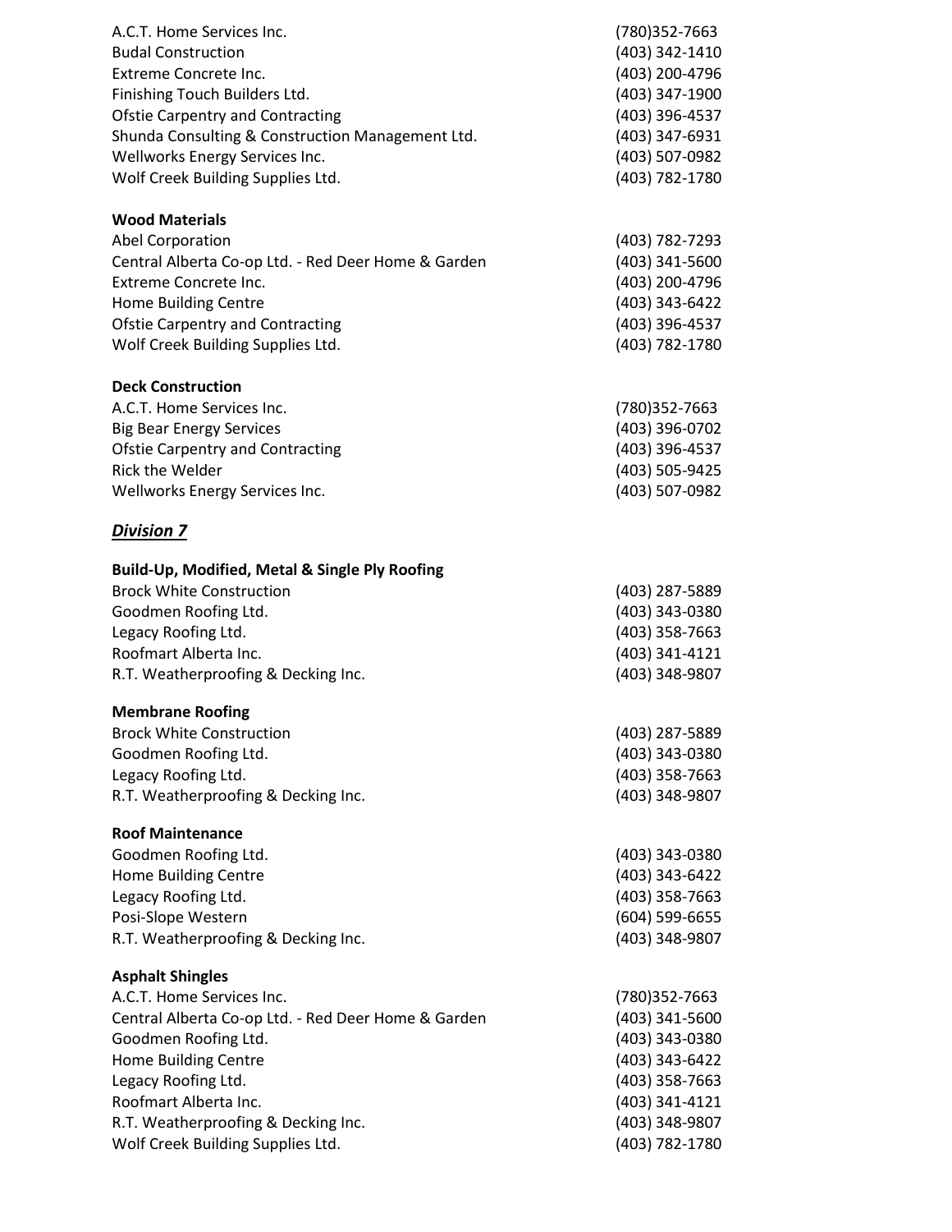| | |
|---|---|
| A.C.T. Home Services Inc. | (780)352-7663 |
| Budal Construction | (403) 342-1410 |
| Extreme Concrete Inc. | (403) 200-4796 |
| Finishing Touch Builders Ltd. | (403) 347-1900 |
| Ofstie Carpentry and Contracting | (403) 396-4537 |
| Shunda Consulting & Construction Management Ltd. | (403) 347-6931 |
| Wellworks Energy Services Inc. | (403) 507-0982 |
| Wolf Creek Building Supplies Ltd. | (403) 782-1780 |

**Wood Materials**

| | |
|---|---|
| Abel Corporation | (403) 782-7293 |
| Central Alberta Co-op Ltd. - Red Deer Home & Garden | (403) 341-5600 |
| Extreme Concrete Inc. | (403) 200-4796 |
| Home Building Centre | (403) 343-6422 |
| Ofstie Carpentry and Contracting | (403) 396-4537 |
| Wolf Creek Building Supplies Ltd. | (403) 782-1780 |

**Deck Construction**

| | |
|---|---|
| A.C.T. Home Services Inc. | (780)352-7663 |
| Big Bear Energy Services | (403) 396-0702 |
| Ofstie Carpentry and Contracting | (403) 396-4537 |
| Rick the Welder | (403) 505-9425 |
| Wellworks Energy Services Inc. | (403) 507-0982 |

## ***Division 7***

**Build-Up, Modified, Metal & Single Ply Roofing**

| | |
|---|---|
| Brock White Construction | (403) 287-5889 |
| Goodmen Roofing Ltd. | (403) 343-0380 |
| Legacy Roofing Ltd. | (403) 358-7663 |
| Roofmart Alberta Inc. | (403) 341-4121 |
| R.T. Weatherproofing & Decking Inc. | (403) 348-9807 |

**Membrane Roofing**

| | |
|---|---|
| Brock White Construction | (403) 287-5889 |
| Goodmen Roofing Ltd. | (403) 343-0380 |
| Legacy Roofing Ltd. | (403) 358-7663 |
| R.T. Weatherproofing & Decking Inc. | (403) 348-9807 |

**Roof Maintenance**

| | |
|---|---|
| Goodmen Roofing Ltd. | (403) 343-0380 |
| Home Building Centre | (403) 343-6422 |
| Legacy Roofing Ltd. | (403) 358-7663 |
| Posi-Slope Western | (604) 599-6655 |
| R.T. Weatherproofing & Decking Inc. | (403) 348-9807 |

**Asphalt Shingles**

| | |
|---|---|
| A.C.T. Home Services Inc. | (780)352-7663 |
| Central Alberta Co-op Ltd. - Red Deer Home & Garden | (403) 341-5600 |
| Goodmen Roofing Ltd. | (403) 343-0380 |
| Home Building Centre | (403) 343-6422 |
| Legacy Roofing Ltd. | (403) 358-7663 |
| Roofmart Alberta Inc. | (403) 341-4121 |
| R.T. Weatherproofing & Decking Inc. | (403) 348-9807 |
| Wolf Creek Building Supplies Ltd. | (403) 782-1780 |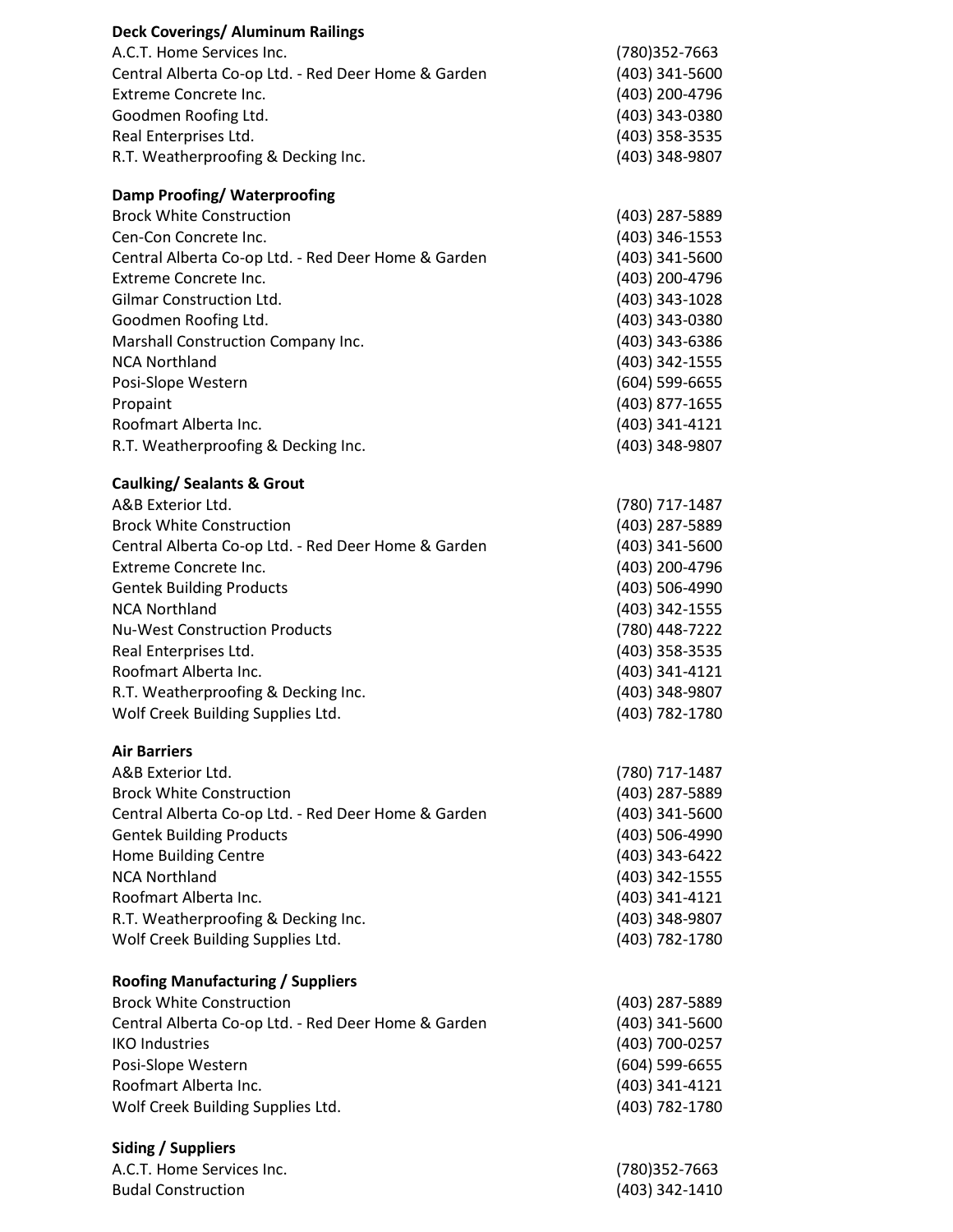**Deck Coverings/ Aluminum Railings**

| | |
|---|---|
| A.C.T. Home Services Inc. | (780)352-7663 |
| Central Alberta Co-op Ltd. - Red Deer Home & Garden | (403) 341-5600 |
| Extreme Concrete Inc. | (403) 200-4796 |
| Goodmen Roofing Ltd. | (403) 343-0380 |
| Real Enterprises Ltd. | (403) 358-3535 |
| R.T. Weatherproofing & Decking Inc. | (403) 348-9807 |

**Damp Proofing/ Waterproofing**

| | |
|---|---|
| Brock White Construction | (403) 287-5889 |
| Cen-Con Concrete Inc. | (403) 346-1553 |
| Central Alberta Co-op Ltd. - Red Deer Home & Garden | (403) 341-5600 |
| Extreme Concrete Inc. | (403) 200-4796 |
| Gilmar Construction Ltd. | (403) 343-1028 |
| Goodmen Roofing Ltd. | (403) 343-0380 |
| Marshall Construction Company Inc. | (403) 343-6386 |
| NCA Northland | (403) 342-1555 |
| Posi-Slope Western | (604) 599-6655 |
| Propaint | (403) 877-1655 |
| Roofmart Alberta Inc. | (403) 341-4121 |
| R.T. Weatherproofing & Decking Inc. | (403) 348-9807 |

**Caulking/ Sealants & Grout**

| | |
|---|---|
| A&B Exterior Ltd. | (780) 717-1487 |
| Brock White Construction | (403) 287-5889 |
| Central Alberta Co-op Ltd. - Red Deer Home & Garden | (403) 341-5600 |
| Extreme Concrete Inc. | (403) 200-4796 |
| Gentek Building Products | (403) 506-4990 |
| NCA Northland | (403) 342-1555 |
| Nu-West Construction Products | (780) 448-7222 |
| Real Enterprises Ltd. | (403) 358-3535 |
| Roofmart Alberta Inc. | (403) 341-4121 |
| R.T. Weatherproofing & Decking Inc. | (403) 348-9807 |
| Wolf Creek Building Supplies Ltd. | (403) 782-1780 |

**Air Barriers**

| | |
|---|---|
| A&B Exterior Ltd. | (780) 717-1487 |
| Brock White Construction | (403) 287-5889 |
| Central Alberta Co-op Ltd. - Red Deer Home & Garden | (403) 341-5600 |
| Gentek Building Products | (403) 506-4990 |
| Home Building Centre | (403) 343-6422 |
| NCA Northland | (403) 342-1555 |
| Roofmart Alberta Inc. | (403) 341-4121 |
| R.T. Weatherproofing & Decking Inc. | (403) 348-9807 |
| Wolf Creek Building Supplies Ltd. | (403) 782-1780 |

**Roofing Manufacturing / Suppliers**

| | |
|---|---|
| Brock White Construction | (403) 287-5889 |
| Central Alberta Co-op Ltd. - Red Deer Home & Garden | (403) 341-5600 |
| IKO Industries | (403) 700-0257 |
| Posi-Slope Western | (604) 599-6655 |
| Roofmart Alberta Inc. | (403) 341-4121 |
| Wolf Creek Building Supplies Ltd. | (403) 782-1780 |

**Siding / Suppliers**

| | |
|---|---|
| A.C.T. Home Services Inc. | (780)352-7663 |
| Budal Construction | (403) 342-1410 |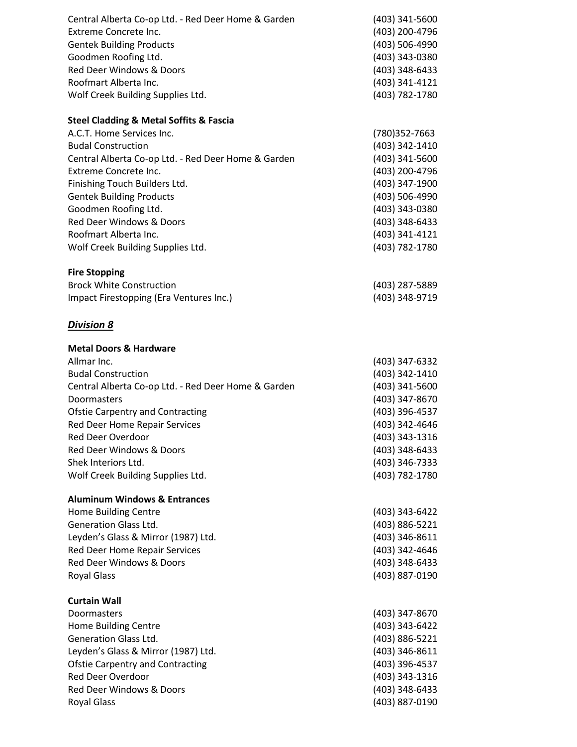| | |
|---|---|
| Central Alberta Co-op Ltd. - Red Deer Home & Garden | (403) 341-5600 |
| Extreme Concrete Inc. | (403) 200-4796 |
| Gentek Building Products | (403) 506-4990 |
| Goodmen Roofing Ltd. | (403) 343-0380 |
| Red Deer Windows & Doors | (403) 348-6433 |
| Roofmart Alberta Inc. | (403) 341-4121 |
| Wolf Creek Building Supplies Ltd. | (403) 782-1780 |

**Steel Cladding & Metal Soffits & Fascia**

| | |
|---|---|
| A.C.T. Home Services Inc. | (780)352-7663 |
| Budal Construction | (403) 342-1410 |
| Central Alberta Co-op Ltd. - Red Deer Home & Garden | (403) 341-5600 |
| Extreme Concrete Inc. | (403) 200-4796 |
| Finishing Touch Builders Ltd. | (403) 347-1900 |
| Gentek Building Products | (403) 506-4990 |
| Goodmen Roofing Ltd. | (403) 343-0380 |
| Red Deer Windows & Doors | (403) 348-6433 |
| Roofmart Alberta Inc. | (403) 341-4121 |
| Wolf Creek Building Supplies Ltd. | (403) 782-1780 |

**Fire Stopping**

| | |
|---|---|
| Brock White Construction | (403) 287-5889 |
| Impact Firestopping (Era Ventures Inc.) | (403) 348-9719 |

## ***Division 8***

**Metal Doors & Hardware**

| | |
|---|---|
| Allmar Inc. | (403) 347-6332 |
| Budal Construction | (403) 342-1410 |
| Central Alberta Co-op Ltd. - Red Deer Home & Garden | (403) 341-5600 |
| Doormasters | (403) 347-8670 |
| Ofstie Carpentry and Contracting | (403) 396-4537 |
| Red Deer Home Repair Services | (403) 342-4646 |
| Red Deer Overdoor | (403) 343-1316 |
| Red Deer Windows & Doors | (403) 348-6433 |
| Shek Interiors Ltd. | (403) 346-7333 |
| Wolf Creek Building Supplies Ltd. | (403) 782-1780 |

**Aluminum Windows & Entrances**

| | |
|---|---|
| Home Building Centre | (403) 343-6422 |
| Generation Glass Ltd. | (403) 886-5221 |
| Leyden's Glass & Mirror (1987) Ltd. | (403) 346-8611 |
| Red Deer Home Repair Services | (403) 342-4646 |
| Red Deer Windows & Doors | (403) 348-6433 |
| Royal Glass | (403) 887-0190 |

**Curtain Wall**

| | |
|---|---|
| Doormasters | (403) 347-8670 |
| Home Building Centre | (403) 343-6422 |
| Generation Glass Ltd. | (403) 886-5221 |
| Leyden's Glass & Mirror (1987) Ltd. | (403) 346-8611 |
| Ofstie Carpentry and Contracting | (403) 396-4537 |
| Red Deer Overdoor | (403) 343-1316 |
| Red Deer Windows & Doors | (403) 348-6433 |
| Royal Glass | (403) 887-0190 |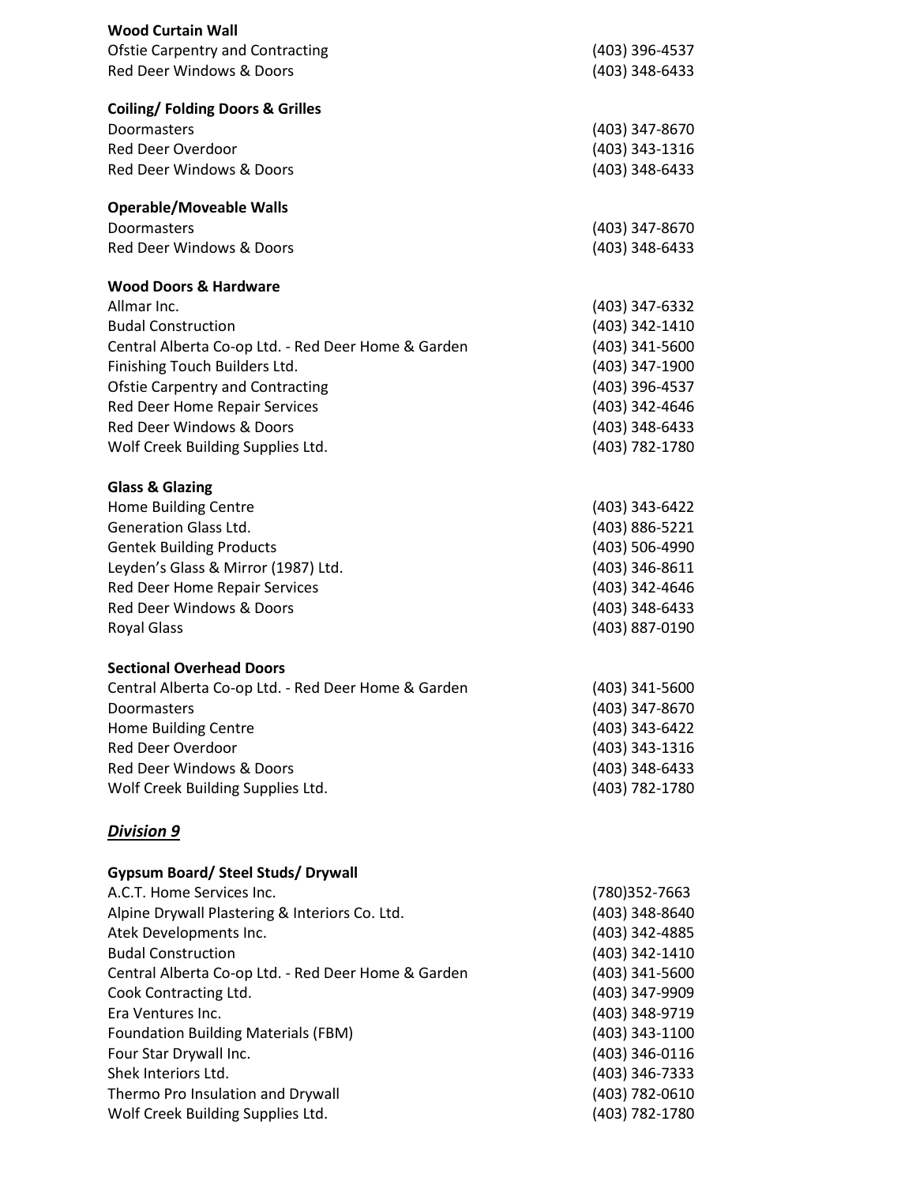**Wood Curtain Wall**

| | |
|---|---|
| Ofstie Carpentry and Contracting | (403) 396-4537 |
| Red Deer Windows & Doors | (403) 348-6433 |

**Coiling/ Folding Doors & Grilles**

| | |
|---|---|
| Doormasters | (403) 347-8670 |
| Red Deer Overdoor | (403) 343-1316 |
| Red Deer Windows & Doors | (403) 348-6433 |

**Operable/Moveable Walls**

| | |
|---|---|
| Doormasters | (403) 347-8670 |
| Red Deer Windows & Doors | (403) 348-6433 |

**Wood Doors & Hardware**

| | |
|---|---|
| Allmar Inc. | (403) 347-6332 |
| Budal Construction | (403) 342-1410 |
| Central Alberta Co-op Ltd. - Red Deer Home & Garden | (403) 341-5600 |
| Finishing Touch Builders Ltd. | (403) 347-1900 |
| Ofstie Carpentry and Contracting | (403) 396-4537 |
| Red Deer Home Repair Services | (403) 342-4646 |
| Red Deer Windows & Doors | (403) 348-6433 |
| Wolf Creek Building Supplies Ltd. | (403) 782-1780 |

**Glass & Glazing**

| | |
|---|---|
| Home Building Centre | (403) 343-6422 |
| Generation Glass Ltd. | (403) 886-5221 |
| Gentek Building Products | (403) 506-4990 |
| Leyden's Glass & Mirror (1987) Ltd. | (403) 346-8611 |
| Red Deer Home Repair Services | (403) 342-4646 |
| Red Deer Windows & Doors | (403) 348-6433 |
| Royal Glass | (403) 887-0190 |

**Sectional Overhead Doors**

| | |
|---|---|
| Central Alberta Co-op Ltd. - Red Deer Home & Garden | (403) 341-5600 |
| Doormasters | (403) 347-8670 |
| Home Building Centre | (403) 343-6422 |
| Red Deer Overdoor | (403) 343-1316 |
| Red Deer Windows & Doors | (403) 348-6433 |
| Wolf Creek Building Supplies Ltd. | (403) 782-1780 |

## ***Division 9***

**Gypsum Board/ Steel Studs/ Drywall**

| | |
|---|---|
| A.C.T. Home Services Inc. | (780)352-7663 |
| Alpine Drywall Plastering & Interiors Co. Ltd. | (403) 348-8640 |
| Atek Developments Inc. | (403) 342-4885 |
| Budal Construction | (403) 342-1410 |
| Central Alberta Co-op Ltd. - Red Deer Home & Garden | (403) 341-5600 |
| Cook Contracting Ltd. | (403) 347-9909 |
| Era Ventures Inc. | (403) 348-9719 |
| Foundation Building Materials (FBM) | (403) 343-1100 |
| Four Star Drywall Inc. | (403) 346-0116 |
| Shek Interiors Ltd. | (403) 346-7333 |
| Thermo Pro Insulation and Drywall | (403) 782-0610 |
| Wolf Creek Building Supplies Ltd. | (403) 782-1780 |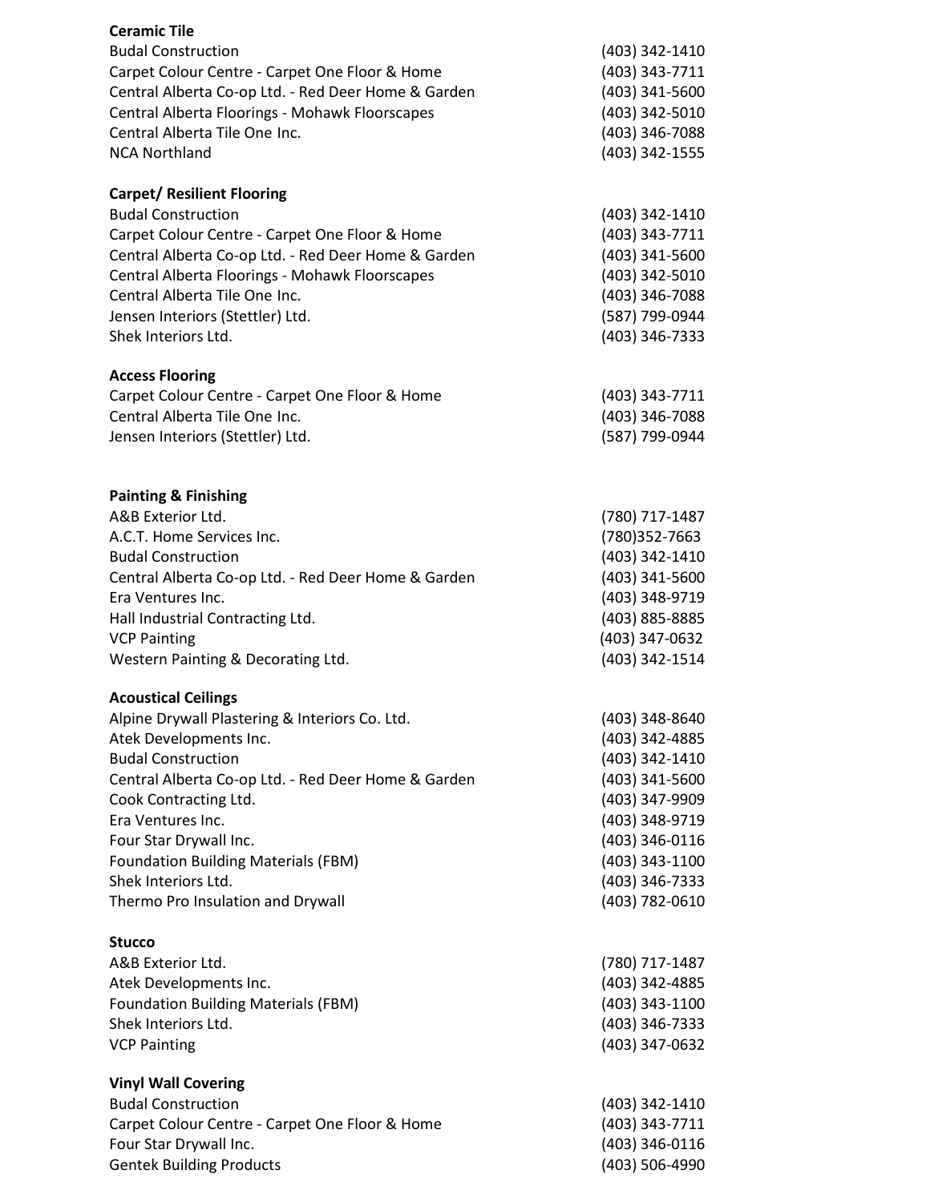**Ceramic Tile**

| | |
|---|---|
| Budal Construction | (403) 342-1410 |
| Carpet Colour Centre - Carpet One Floor & Home | (403) 343-7711 |
| Central Alberta Co-op Ltd. - Red Deer Home & Garden | (403) 341-5600 |
| Central Alberta Floorings - Mohawk Floorscapes | (403) 342-5010 |
| Central Alberta Tile One Inc. | (403) 346-7088 |
| NCA Northland | (403) 342-1555 |

**Carpet/ Resilient Flooring**

| | |
|---|---|
| Budal Construction | (403) 342-1410 |
| Carpet Colour Centre - Carpet One Floor & Home | (403) 343-7711 |
| Central Alberta Co-op Ltd. - Red Deer Home & Garden | (403) 341-5600 |
| Central Alberta Floorings - Mohawk Floorscapes | (403) 342-5010 |
| Central Alberta Tile One Inc. | (403) 346-7088 |
| Jensen Interiors (Stettler) Ltd. | (587) 799-0944 |
| Shek Interiors Ltd. | (403) 346-7333 |

**Access Flooring**

| | |
|---|---|
| Carpet Colour Centre - Carpet One Floor & Home | (403) 343-7711 |
| Central Alberta Tile One Inc. | (403) 346-7088 |
| Jensen Interiors (Stettler) Ltd. | (587) 799-0944 |

**Painting & Finishing**

| | |
|---|---|
| A&B Exterior Ltd. | (780) 717-1487 |
| A.C.T. Home Services Inc. | (780)352-7663 |
| Budal Construction | (403) 342-1410 |
| Central Alberta Co-op Ltd. - Red Deer Home & Garden | (403) 341-5600 |
| Era Ventures Inc. | (403) 348-9719 |
| Hall Industrial Contracting Ltd. | (403) 885-8885 |
| VCP Painting | (403) 347-0632 |
| Western Painting & Decorating Ltd. | (403) 342-1514 |

**Acoustical Ceilings**

| | |
|---|---|
| Alpine Drywall Plastering & Interiors Co. Ltd. | (403) 348-8640 |
| Atek Developments Inc. | (403) 342-4885 |
| Budal Construction | (403) 342-1410 |
| Central Alberta Co-op Ltd. - Red Deer Home & Garden | (403) 341-5600 |
| Cook Contracting Ltd. | (403) 347-9909 |
| Era Ventures Inc. | (403) 348-9719 |
| Four Star Drywall Inc. | (403) 346-0116 |
| Foundation Building Materials (FBM) | (403) 343-1100 |
| Shek Interiors Ltd. | (403) 346-7333 |
| Thermo Pro Insulation and Drywall | (403) 782-0610 |

**Stucco**

| | |
|---|---|
| A&B Exterior Ltd. | (780) 717-1487 |
| Atek Developments Inc. | (403) 342-4885 |
| Foundation Building Materials (FBM) | (403) 343-1100 |
| Shek Interiors Ltd. | (403) 346-7333 |
| VCP Painting | (403) 347-0632 |

**Vinyl Wall Covering**

| | |
|---|---|
| Budal Construction | (403) 342-1410 |
| Carpet Colour Centre - Carpet One Floor & Home | (403) 343-7711 |
| Four Star Drywall Inc. | (403) 346-0116 |
| Gentek Building Products | (403) 506-4990 |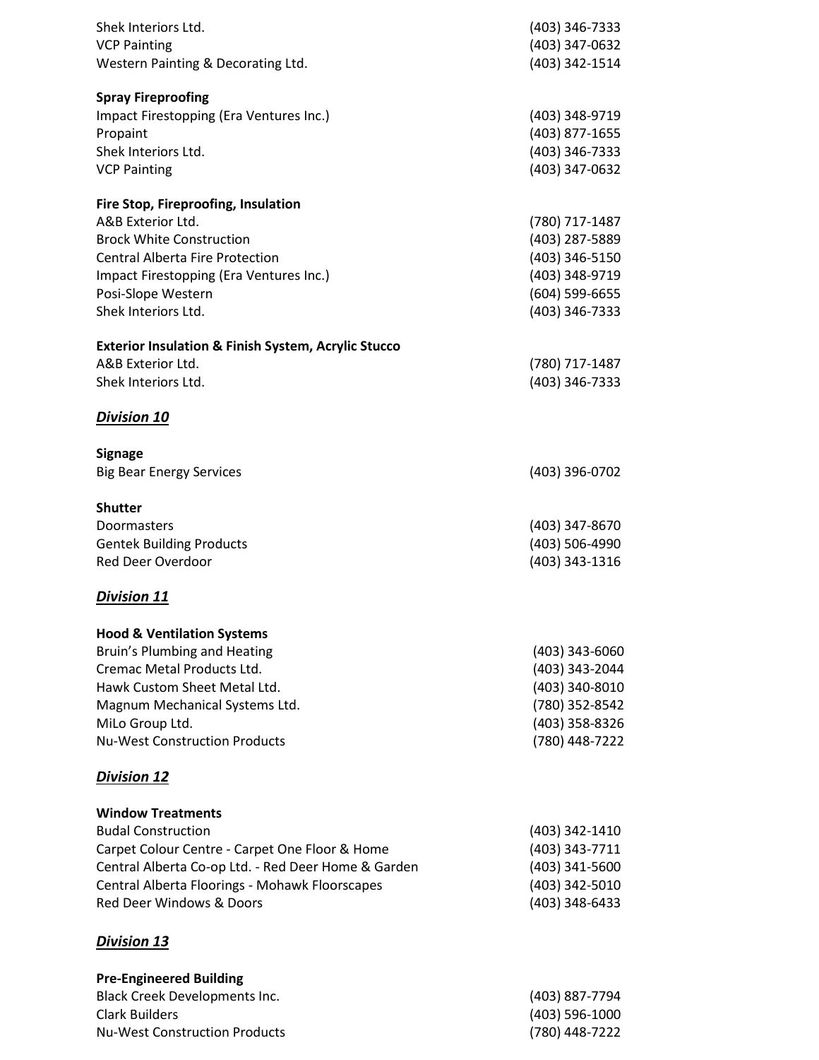| | |
|---|---|
| Shek Interiors Ltd. | (403) 346-7333 |
| VCP Painting | (403) 347-0632 |
| Western Painting & Decorating Ltd. | (403) 342-1514 |

**Spray Fireproofing**

| | |
|---|---|
| Impact Firestopping (Era Ventures Inc.) | (403) 348-9719 |
| Propaint | (403) 877-1655 |
| Shek Interiors Ltd. | (403) 346-7333 |
| VCP Painting | (403) 347-0632 |

**Fire Stop, Fireproofing, Insulation**

| | |
|---|---|
| A&B Exterior Ltd. | (780) 717-1487 |
| Brock White Construction | (403) 287-5889 |
| Central Alberta Fire Protection | (403) 346-5150 |
| Impact Firestopping (Era Ventures Inc.) | (403) 348-9719 |
| Posi-Slope Western | (604) 599-6655 |
| Shek Interiors Ltd. | (403) 346-7333 |

**Exterior Insulation & Finish System, Acrylic Stucco**

| | |
|---|---|
| A&B Exterior Ltd. | (780) 717-1487 |
| Shek Interiors Ltd. | (403) 346-7333 |

***Division 10***

**Signage**

| | |
|---|---|
| Big Bear Energy Services | (403) 396-0702 |

**Shutter**

| | |
|---|---|
| Doormasters | (403) 347-8670 |
| Gentek Building Products | (403) 506-4990 |
| Red Deer Overdoor | (403) 343-1316 |

***Division 11***

**Hood & Ventilation Systems**

| | |
|---|---|
| Bruin's Plumbing and Heating | (403) 343-6060 |
| Cremac Metal Products Ltd. | (403) 343-2044 |
| Hawk Custom Sheet Metal Ltd. | (403) 340-8010 |
| Magnum Mechanical Systems Ltd. | (780) 352-8542 |
| MiLo Group Ltd. | (403) 358-8326 |
| Nu-West Construction Products | (780) 448-7222 |

***Division 12***

**Window Treatments**

| | |
|---|---|
| Budal Construction | (403) 342-1410 |
| Carpet Colour Centre - Carpet One Floor & Home | (403) 343-7711 |
| Central Alberta Co-op Ltd. - Red Deer Home & Garden | (403) 341-5600 |
| Central Alberta Floorings - Mohawk Floorscapes | (403) 342-5010 |
| Red Deer Windows & Doors | (403) 348-6433 |

***Division 13***

**Pre-Engineered Building**

| | |
|---|---|
| Black Creek Developments Inc. | (403) 887-7794 |
| Clark Builders | (403) 596-1000 |
| Nu-West Construction Products | (780) 448-7222 |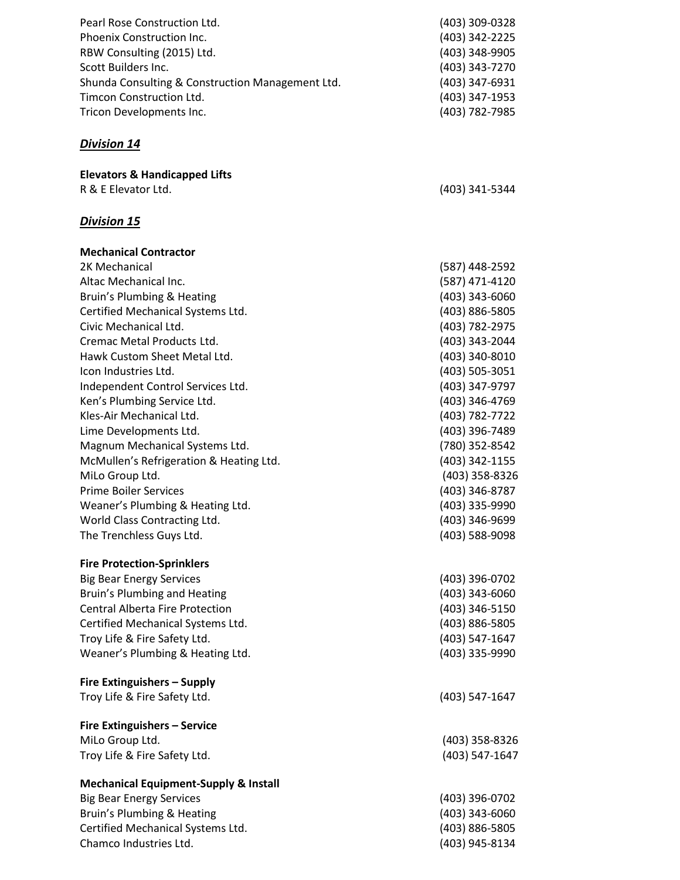| | |
|---|---|
| Pearl Rose Construction Ltd. | (403) 309-0328 |
| Phoenix Construction Inc. | (403) 342-2225 |
| RBW Consulting (2015) Ltd. | (403) 348-9905 |
| Scott Builders Inc. | (403) 343-7270 |
| Shunda Consulting & Construction Management Ltd. | (403) 347-6931 |
| Timcon Construction Ltd. | (403) 347-1953 |
| Tricon Developments Inc. | (403) 782-7985 |

## ***Division 14***

**Elevators & Handicapped Lifts**

| | |
|---|---|
| R & E Elevator Ltd. | (403) 341-5344 |

## ***Division 15***

**Mechanical Contractor**

| | |
|---|---|
| 2K Mechanical | (587) 448-2592 |
| Altac Mechanical Inc. | (587) 471-4120 |
| Bruin's Plumbing & Heating | (403) 343-6060 |
| Certified Mechanical Systems Ltd. | (403) 886-5805 |
| Civic Mechanical Ltd. | (403) 782-2975 |
| Cremac Metal Products Ltd. | (403) 343-2044 |
| Hawk Custom Sheet Metal Ltd. | (403) 340-8010 |
| Icon Industries Ltd. | (403) 505-3051 |
| Independent Control Services Ltd. | (403) 347-9797 |
| Ken's Plumbing Service Ltd. | (403) 346-4769 |
| Kles-Air Mechanical Ltd. | (403) 782-7722 |
| Lime Developments Ltd. | (403) 396-7489 |
| Magnum Mechanical Systems Ltd. | (780) 352-8542 |
| McMullen's Refrigeration & Heating Ltd. | (403) 342-1155 |
| MiLo Group Ltd. | (403) 358-8326 |
| Prime Boiler Services | (403) 346-8787 |
| Weaner's Plumbing & Heating Ltd. | (403) 335-9990 |
| World Class Contracting Ltd. | (403) 346-9699 |
| The Trenchless Guys Ltd. | (403) 588-9098 |

**Fire Protection-Sprinklers**

| | |
|---|---|
| Big Bear Energy Services | (403) 396-0702 |
| Bruin's Plumbing and Heating | (403) 343-6060 |
| Central Alberta Fire Protection | (403) 346-5150 |
| Certified Mechanical Systems Ltd. | (403) 886-5805 |
| Troy Life & Fire Safety Ltd. | (403) 547-1647 |
| Weaner's Plumbing & Heating Ltd. | (403) 335-9990 |

**Fire Extinguishers – Supply**

| | |
|---|---|
| Troy Life & Fire Safety Ltd. | (403) 547-1647 |

**Fire Extinguishers – Service**

| | |
|---|---|
| MiLo Group Ltd. | (403) 358-8326 |
| Troy Life & Fire Safety Ltd. | (403) 547-1647 |

**Mechanical Equipment-Supply & Install**

| | |
|---|---|
| Big Bear Energy Services | (403) 396-0702 |
| Bruin's Plumbing & Heating | (403) 343-6060 |
| Certified Mechanical Systems Ltd. | (403) 886-5805 |
| Chamco Industries Ltd. | (403) 945-8134 |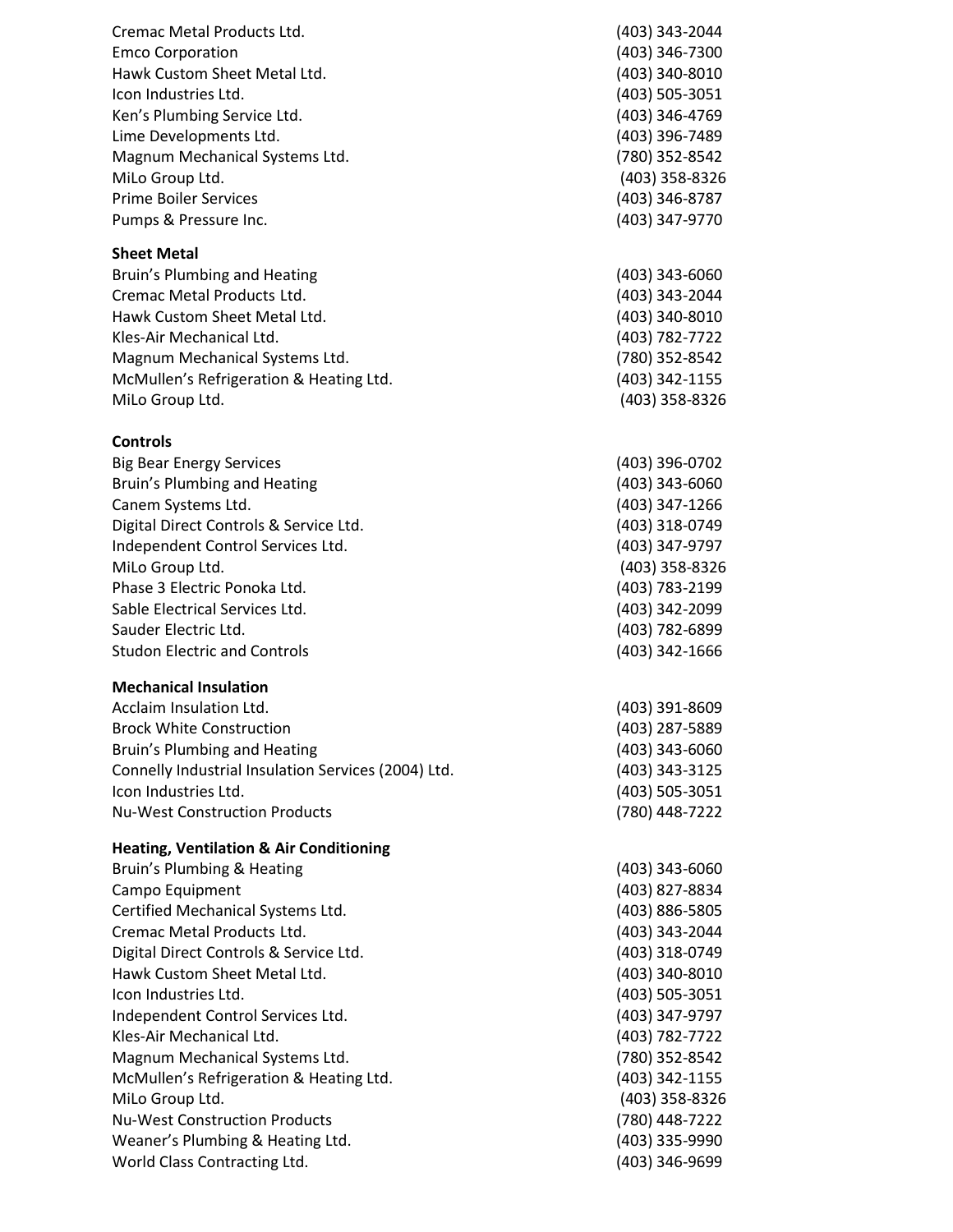| | |
|---|---|
| Cremac Metal Products Ltd. | (403) 343-2044 |
| Emco Corporation | (403) 346-7300 |
| Hawk Custom Sheet Metal Ltd. | (403) 340-8010 |
| Icon Industries Ltd. | (403) 505-3051 |
| Ken's Plumbing Service Ltd. | (403) 346-4769 |
| Lime Developments Ltd. | (403) 396-7489 |
| Magnum Mechanical Systems Ltd. | (780) 352-8542 |
| MiLo Group Ltd. | (403) 358-8326 |
| Prime Boiler Services | (403) 346-8787 |
| Pumps & Pressure Inc. | (403) 347-9770 |

**Sheet Metal**

| | |
|---|---|
| Bruin's Plumbing and Heating | (403) 343-6060 |
| Cremac Metal Products Ltd. | (403) 343-2044 |
| Hawk Custom Sheet Metal Ltd. | (403) 340-8010 |
| Kles-Air Mechanical Ltd. | (403) 782-7722 |
| Magnum Mechanical Systems Ltd. | (780) 352-8542 |
| McMullen's Refrigeration & Heating Ltd. | (403) 342-1155 |
| MiLo Group Ltd. | (403) 358-8326 |

**Controls**

| | |
|---|---|
| Big Bear Energy Services | (403) 396-0702 |
| Bruin's Plumbing and Heating | (403) 343-6060 |
| Canem Systems Ltd. | (403) 347-1266 |
| Digital Direct Controls & Service Ltd. | (403) 318-0749 |
| Independent Control Services Ltd. | (403) 347-9797 |
| MiLo Group Ltd. | (403) 358-8326 |
| Phase 3 Electric Ponoka Ltd. | (403) 783-2199 |
| Sable Electrical Services Ltd. | (403) 342-2099 |
| Sauder Electric Ltd. | (403) 782-6899 |
| Studon Electric and Controls | (403) 342-1666 |

**Mechanical Insulation**

| | |
|---|---|
| Acclaim Insulation Ltd. | (403) 391-8609 |
| Brock White Construction | (403) 287-5889 |
| Bruin's Plumbing and Heating | (403) 343-6060 |
| Connelly Industrial Insulation Services (2004) Ltd. | (403) 343-3125 |
| Icon Industries Ltd. | (403) 505-3051 |
| Nu-West Construction Products | (780) 448-7222 |

**Heating, Ventilation & Air Conditioning**

| | |
|---|---|
| Bruin's Plumbing & Heating | (403) 343-6060 |
| Campo Equipment | (403) 827-8834 |
| Certified Mechanical Systems Ltd. | (403) 886-5805 |
| Cremac Metal Products Ltd. | (403) 343-2044 |
| Digital Direct Controls & Service Ltd. | (403) 318-0749 |
| Hawk Custom Sheet Metal Ltd. | (403) 340-8010 |
| Icon Industries Ltd. | (403) 505-3051 |
| Independent Control Services Ltd. | (403) 347-9797 |
| Kles-Air Mechanical Ltd. | (403) 782-7722 |
| Magnum Mechanical Systems Ltd. | (780) 352-8542 |
| McMullen's Refrigeration & Heating Ltd. | (403) 342-1155 |
| MiLo Group Ltd. | (403) 358-8326 |
| Nu-West Construction Products | (780) 448-7222 |
| Weaner's Plumbing & Heating Ltd. | (403) 335-9990 |
| World Class Contracting Ltd. | (403) 346-9699 |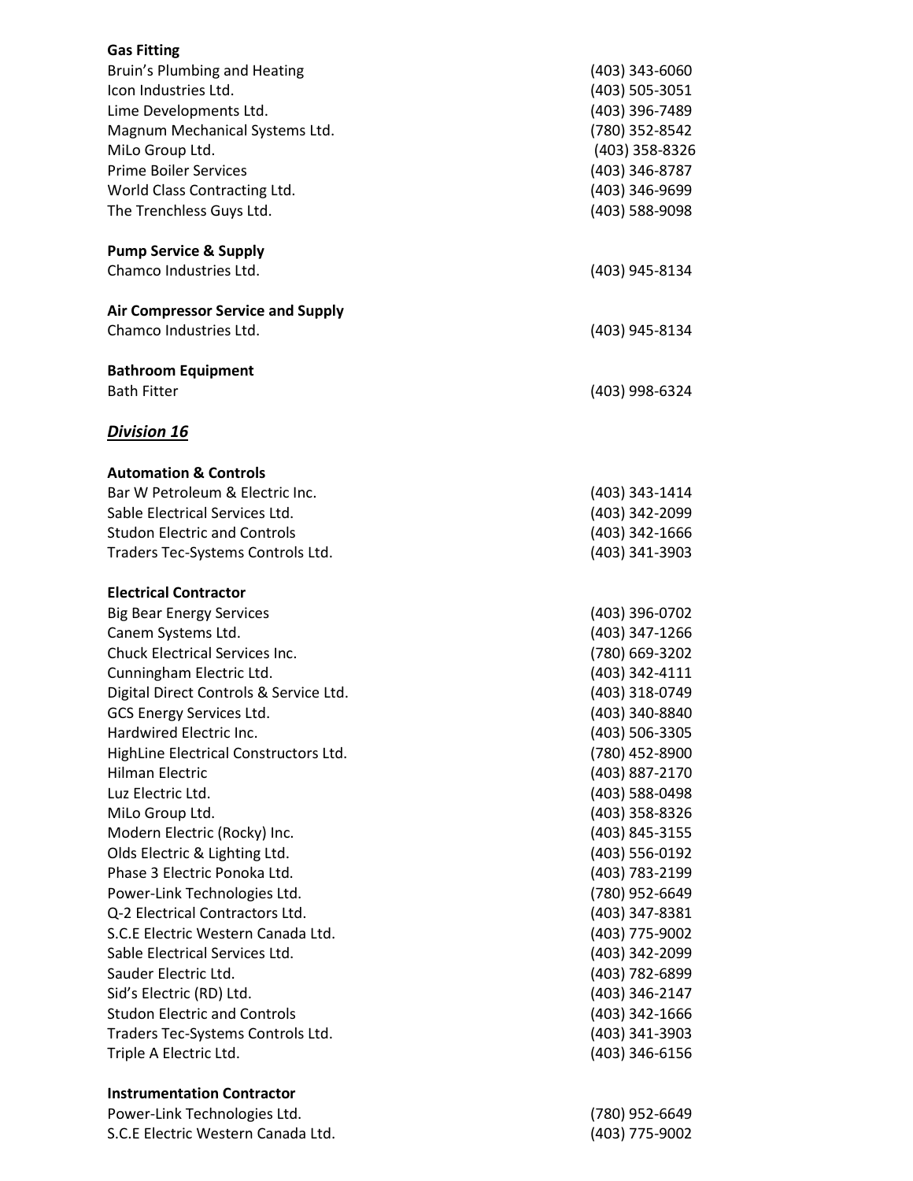**Gas Fitting**

| | |
|---|---|
| Bruin's Plumbing and Heating | (403) 343-6060 |
| Icon Industries Ltd. | (403) 505-3051 |
| Lime Developments Ltd. | (403) 396-7489 |
| Magnum Mechanical Systems Ltd. | (780) 352-8542 |
| MiLo Group Ltd. | (403) 358-8326 |
| Prime Boiler Services | (403) 346-8787 |
| World Class Contracting Ltd. | (403) 346-9699 |
| The Trenchless Guys Ltd. | (403) 588-9098 |

**Pump Service & Supply**

| | |
|---|---|
| Chamco Industries Ltd. | (403) 945-8134 |

**Air Compressor Service and Supply**

| | |
|---|---|
| Chamco Industries Ltd. | (403) 945-8134 |

**Bathroom Equipment**

| | |
|---|---|
| Bath Fitter | (403) 998-6324 |

## ***Division 16***

**Automation & Controls**

| | |
|---|---|
| Bar W Petroleum & Electric Inc. | (403) 343-1414 |
| Sable Electrical Services Ltd. | (403) 342-2099 |
| Studon Electric and Controls | (403) 342-1666 |
| Traders Tec-Systems Controls Ltd. | (403) 341-3903 |

**Electrical Contractor**

| | |
|---|---|
| Big Bear Energy Services | (403) 396-0702 |
| Canem Systems Ltd. | (403) 347-1266 |
| Chuck Electrical Services Inc. | (780) 669-3202 |
| Cunningham Electric Ltd. | (403) 342-4111 |
| Digital Direct Controls & Service Ltd. | (403) 318-0749 |
| GCS Energy Services Ltd. | (403) 340-8840 |
| Hardwired Electric Inc. | (403) 506-3305 |
| HighLine Electrical Constructors Ltd. | (780) 452-8900 |
| Hilman Electric | (403) 887-2170 |
| Luz Electric Ltd. | (403) 588-0498 |
| MiLo Group Ltd. | (403) 358-8326 |
| Modern Electric (Rocky) Inc. | (403) 845-3155 |
| Olds Electric & Lighting Ltd. | (403) 556-0192 |
| Phase 3 Electric Ponoka Ltd. | (403) 783-2199 |
| Power-Link Technologies Ltd. | (780) 952-6649 |
| Q-2 Electrical Contractors Ltd. | (403) 347-8381 |
| S.C.E Electric Western Canada Ltd. | (403) 775-9002 |
| Sable Electrical Services Ltd. | (403) 342-2099 |
| Sauder Electric Ltd. | (403) 782-6899 |
| Sid's Electric (RD) Ltd. | (403) 346-2147 |
| Studon Electric and Controls | (403) 342-1666 |
| Traders Tec-Systems Controls Ltd. | (403) 341-3903 |
| Triple A Electric Ltd. | (403) 346-6156 |

**Instrumentation Contractor**

| | |
|---|---|
| Power-Link Technologies Ltd. | (780) 952-6649 |
| S.C.E Electric Western Canada Ltd. | (403) 775-9002 |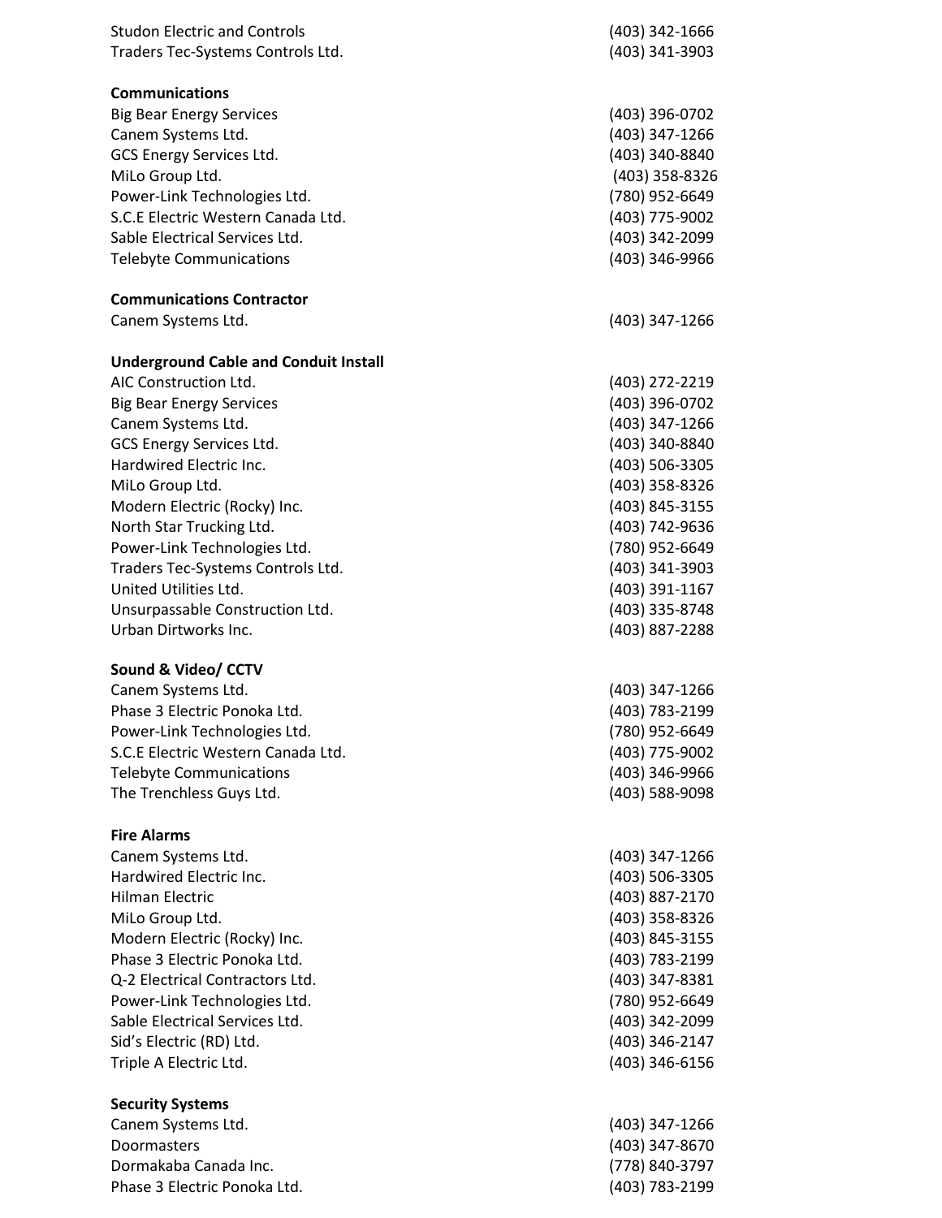| | |
|---|---|
| Studon Electric and Controls | (403) 342-1666 |
| Traders Tec-Systems Controls Ltd. | (403) 341-3903 |

**Communications**

| | |
|---|---|
| Big Bear Energy Services | (403) 396-0702 |
| Canem Systems Ltd. | (403) 347-1266 |
| GCS Energy Services Ltd. | (403) 340-8840 |
| MiLo Group Ltd. | (403) 358-8326 |
| Power-Link Technologies Ltd. | (780) 952-6649 |
| S.C.E Electric Western Canada Ltd. | (403) 775-9002 |
| Sable Electrical Services Ltd. | (403) 342-2099 |
| Telebyte Communications | (403) 346-9966 |

**Communications Contractor**

| | |
|---|---|
| Canem Systems Ltd. | (403) 347-1266 |

**Underground Cable and Conduit Install**

| | |
|---|---|
| AIC Construction Ltd. | (403) 272-2219 |
| Big Bear Energy Services | (403) 396-0702 |
| Canem Systems Ltd. | (403) 347-1266 |
| GCS Energy Services Ltd. | (403) 340-8840 |
| Hardwired Electric Inc. | (403) 506-3305 |
| MiLo Group Ltd. | (403) 358-8326 |
| Modern Electric (Rocky) Inc. | (403) 845-3155 |
| North Star Trucking Ltd. | (403) 742-9636 |
| Power-Link Technologies Ltd. | (780) 952-6649 |
| Traders Tec-Systems Controls Ltd. | (403) 341-3903 |
| United Utilities Ltd. | (403) 391-1167 |
| Unsurpassable Construction Ltd. | (403) 335-8748 |
| Urban Dirtworks Inc. | (403) 887-2288 |

**Sound & Video/ CCTV**

| | |
|---|---|
| Canem Systems Ltd. | (403) 347-1266 |
| Phase 3 Electric Ponoka Ltd. | (403) 783-2199 |
| Power-Link Technologies Ltd. | (780) 952-6649 |
| S.C.E Electric Western Canada Ltd. | (403) 775-9002 |
| Telebyte Communications | (403) 346-9966 |
| The Trenchless Guys Ltd. | (403) 588-9098 |

**Fire Alarms**

| | |
|---|---|
| Canem Systems Ltd. | (403) 347-1266 |
| Hardwired Electric Inc. | (403) 506-3305 |
| Hilman Electric | (403) 887-2170 |
| MiLo Group Ltd. | (403) 358-8326 |
| Modern Electric (Rocky) Inc. | (403) 845-3155 |
| Phase 3 Electric Ponoka Ltd. | (403) 783-2199 |
| Q-2 Electrical Contractors Ltd. | (403) 347-8381 |
| Power-Link Technologies Ltd. | (780) 952-6649 |
| Sable Electrical Services Ltd. | (403) 342-2099 |
| Sid's Electric (RD) Ltd. | (403) 346-2147 |
| Triple A Electric Ltd. | (403) 346-6156 |

**Security Systems**

| | |
|---|---|
| Canem Systems Ltd. | (403) 347-1266 |
| Doormasters | (403) 347-8670 |
| Dormakaba Canada Inc. | (778) 840-3797 |
| Phase 3 Electric Ponoka Ltd. | (403) 783-2199 |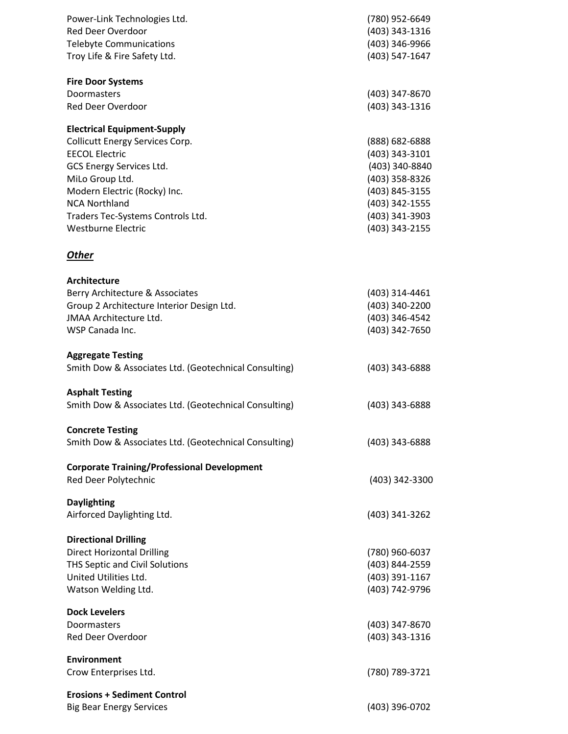Power-Link Technologies Ltd. (780) 952-6649
Red Deer Overdoor (403) 343-1316
Telebyte Communications (403) 346-9966
Troy Life & Fire Safety Ltd. (403) 547-1647

**Fire Door Systems**

Doormasters (403) 347-8670
Red Deer Overdoor (403) 343-1316

**Electrical Equipment-Supply**

Collicutt Energy Services Corp. (888) 682-6888
EECOL Electric (403) 343-3101
GCS Energy Services Ltd. (403) 340-8840
MiLo Group Ltd. (403) 358-8326
Modern Electric (Rocky) Inc. (403) 845-3155
NCA Northland (403) 342-1555
Traders Tec-Systems Controls Ltd. (403) 341-3903
Westburne Electric (403) 343-2155

***Other***

**Architecture**

Berry Architecture & Associates (403) 314-4461
Group 2 Architecture Interior Design Ltd. (403) 340-2200
JMAA Architecture Ltd. (403) 346-4542
WSP Canada Inc. (403) 342-7650

**Aggregate Testing**

Smith Dow & Associates Ltd. (Geotechnical Consulting) (403) 343-6888

**Asphalt Testing**

Smith Dow & Associates Ltd. (Geotechnical Consulting) (403) 343-6888

**Concrete Testing**

Smith Dow & Associates Ltd. (Geotechnical Consulting) (403) 343-6888

**Corporate Training/Professional Development**

Red Deer Polytechnic (403) 342-3300

**Daylighting**

Airforced Daylighting Ltd. (403) 341-3262

**Directional Drilling**

Direct Horizontal Drilling (780) 960-6037
THS Septic and Civil Solutions (403) 844-2559
United Utilities Ltd. (403) 391-1167
Watson Welding Ltd. (403) 742-9796

**Dock Levelers**

Doormasters (403) 347-8670
Red Deer Overdoor (403) 343-1316

**Environment**

Crow Enterprises Ltd. (780) 789-3721

**Erosions + Sediment Control**

Big Bear Energy Services (403) 396-0702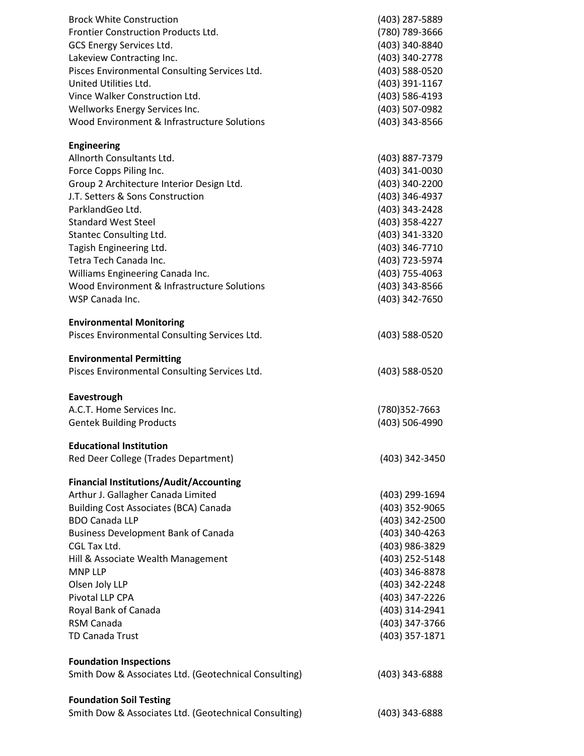| | |
|---|---|
| Brock White Construction | (403) 287-5889 |
| Frontier Construction Products Ltd. | (780) 789-3666 |
| GCS Energy Services Ltd. | (403) 340-8840 |
| Lakeview Contracting Inc. | (403) 340-2778 |
| Pisces Environmental Consulting Services Ltd. | (403) 588-0520 |
| United Utilities Ltd. | (403) 391-1167 |
| Vince Walker Construction Ltd. | (403) 586-4193 |
| Wellworks Energy Services Inc. | (403) 507-0982 |
| Wood Environment & Infrastructure Solutions | (403) 343-8566 |

**Engineering**

| | |
|---|---|
| Allnorth Consultants Ltd. | (403) 887-7379 |
| Force Copps Piling Inc. | (403) 341-0030 |
| Group 2 Architecture Interior Design Ltd. | (403) 340-2200 |
| J.T. Setters & Sons Construction | (403) 346-4937 |
| ParklandGeo Ltd. | (403) 343-2428 |
| Standard West Steel | (403) 358-4227 |
| Stantec Consulting Ltd. | (403) 341-3320 |
| Tagish Engineering Ltd. | (403) 346-7710 |
| Tetra Tech Canada Inc. | (403) 723-5974 |
| Williams Engineering Canada Inc. | (403) 755-4063 |
| Wood Environment & Infrastructure Solutions | (403) 343-8566 |
| WSP Canada Inc. | (403) 342-7650 |

**Environmental Monitoring**

| | |
|---|---|
| Pisces Environmental Consulting Services Ltd. | (403) 588-0520 |

**Environmental Permitting**

| | |
|---|---|
| Pisces Environmental Consulting Services Ltd. | (403) 588-0520 |

**Eavestrough**

| | |
|---|---|
| A.C.T. Home Services Inc. | (780)352-7663 |
| Gentek Building Products | (403) 506-4990 |

**Educational Institution**

| | |
|---|---|
| Red Deer College (Trades Department) | (403) 342-3450 |

**Financial Institutions/Audit/Accounting**

| | |
|---|---|
| Arthur J. Gallagher Canada Limited | (403) 299-1694 |
| Building Cost Associates (BCA) Canada | (403) 352-9065 |
| BDO Canada LLP | (403) 342-2500 |
| Business Development Bank of Canada | (403) 340-4263 |
| CGL Tax Ltd. | (403) 986-3829 |
| Hill & Associate Wealth Management | (403) 252-5148 |
| MNP LLP | (403) 346-8878 |
| Olsen Joly LLP | (403) 342-2248 |
| Pivotal LLP CPA | (403) 347-2226 |
| Royal Bank of Canada | (403) 314-2941 |
| RSM Canada | (403) 347-3766 |
| TD Canada Trust | (403) 357-1871 |

**Foundation Inspections**

| | |
|---|---|
| Smith Dow & Associates Ltd. (Geotechnical Consulting) | (403) 343-6888 |

**Foundation Soil Testing**

| | |
|---|---|
| Smith Dow & Associates Ltd. (Geotechnical Consulting) | (403) 343-6888 |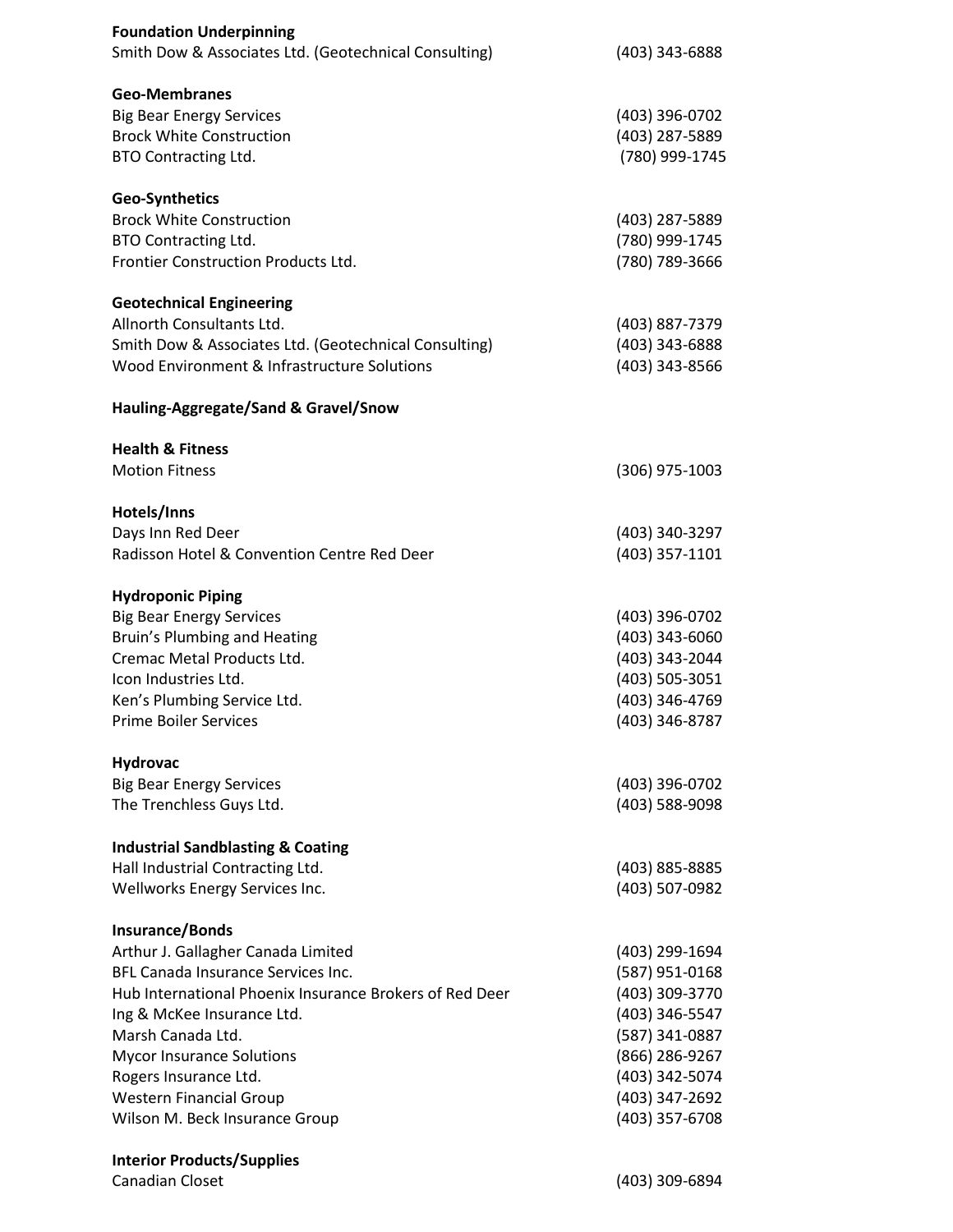**Foundation Underpinning**

Smith Dow & Associates Ltd. (Geotechnical Consulting) (403) 343-6888

**Geo-Membranes**

Big Bear Energy Services (403) 396-0702
Brock White Construction (403) 287-5889
BTO Contracting Ltd. (780) 999-1745

**Geo-Synthetics**

Brock White Construction (403) 287-5889
BTO Contracting Ltd. (780) 999-1745
Frontier Construction Products Ltd. (780) 789-3666

**Geotechnical Engineering**

Allnorth Consultants Ltd. (403) 887-7379
Smith Dow & Associates Ltd. (Geotechnical Consulting) (403) 343-6888
Wood Environment & Infrastructure Solutions (403) 343-8566

**Hauling-Aggregate/Sand & Gravel/Snow**

**Health & Fitness**

Motion Fitness (306) 975-1003

**Hotels/Inns**

Days Inn Red Deer (403) 340-3297
Radisson Hotel & Convention Centre Red Deer (403) 357-1101

**Hydroponic Piping**

Big Bear Energy Services (403) 396-0702
Bruin's Plumbing and Heating (403) 343-6060
Cremac Metal Products Ltd. (403) 343-2044
Icon Industries Ltd. (403) 505-3051
Ken's Plumbing Service Ltd. (403) 346-4769
Prime Boiler Services (403) 346-8787

**Hydrovac**

Big Bear Energy Services (403) 396-0702
The Trenchless Guys Ltd. (403) 588-9098

**Industrial Sandblasting & Coating**

Hall Industrial Contracting Ltd. (403) 885-8885
Wellworks Energy Services Inc. (403) 507-0982

**Insurance/Bonds**

Arthur J. Gallagher Canada Limited (403) 299-1694
BFL Canada Insurance Services Inc. (587) 951-0168
Hub International Phoenix Insurance Brokers of Red Deer (403) 309-3770
Ing & McKee Insurance Ltd. (403) 346-5547
Marsh Canada Ltd. (587) 341-0887
Mycor Insurance Solutions (866) 286-9267
Rogers Insurance Ltd. (403) 342-5074
Western Financial Group (403) 347-2692
Wilson M. Beck Insurance Group (403) 357-6708

**Interior Products/Supplies**

Canadian Closet (403) 309-6894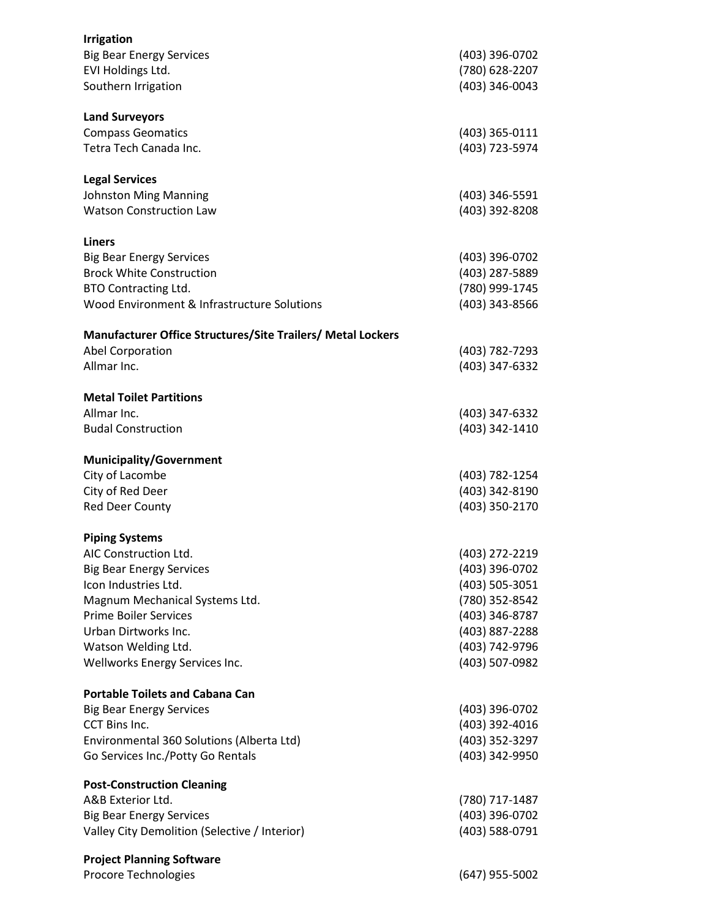**Irrigation**

| | |
|---|---|
| Big Bear Energy Services | (403) 396-0702 |
| EVI Holdings Ltd. | (780) 628-2207 |
| Southern Irrigation | (403) 346-0043 |

**Land Surveyors**

| | |
|---|---|
| Compass Geomatics | (403) 365-0111 |
| Tetra Tech Canada Inc. | (403) 723-5974 |

**Legal Services**

| | |
|---|---|
| Johnston Ming Manning | (403) 346-5591 |
| Watson Construction Law | (403) 392-8208 |

**Liners**

| | |
|---|---|
| Big Bear Energy Services | (403) 396-0702 |
| Brock White Construction | (403) 287-5889 |
| BTO Contracting Ltd. | (780) 999-1745 |
| Wood Environment & Infrastructure Solutions | (403) 343-8566 |

**Manufacturer Office Structures/Site Trailers/ Metal Lockers**

| | |
|---|---|
| Abel Corporation | (403) 782-7293 |
| Allmar Inc. | (403) 347-6332 |

**Metal Toilet Partitions**

| | |
|---|---|
| Allmar Inc. | (403) 347-6332 |
| Budal Construction | (403) 342-1410 |

**Municipality/Government**

| | |
|---|---|
| City of Lacombe | (403) 782-1254 |
| City of Red Deer | (403) 342-8190 |
| Red Deer County | (403) 350-2170 |

**Piping Systems**

| | |
|---|---|
| AIC Construction Ltd. | (403) 272-2219 |
| Big Bear Energy Services | (403) 396-0702 |
| Icon Industries Ltd. | (403) 505-3051 |
| Magnum Mechanical Systems Ltd. | (780) 352-8542 |
| Prime Boiler Services | (403) 346-8787 |
| Urban Dirtworks Inc. | (403) 887-2288 |
| Watson Welding Ltd. | (403) 742-9796 |
| Wellworks Energy Services Inc. | (403) 507-0982 |

**Portable Toilets and Cabana Can**

| | |
|---|---|
| Big Bear Energy Services | (403) 396-0702 |
| CCT Bins Inc. | (403) 392-4016 |
| Environmental 360 Solutions (Alberta Ltd) | (403) 352-3297 |
| Go Services Inc./Potty Go Rentals | (403) 342-9950 |

**Post-Construction Cleaning**

| | |
|---|---|
| A&B Exterior Ltd. | (780) 717-1487 |
| Big Bear Energy Services | (403) 396-0702 |
| Valley City Demolition (Selective / Interior) | (403) 588-0791 |

**Project Planning Software**

| | |
|---|---|
| Procore Technologies | (647) 955-5002 |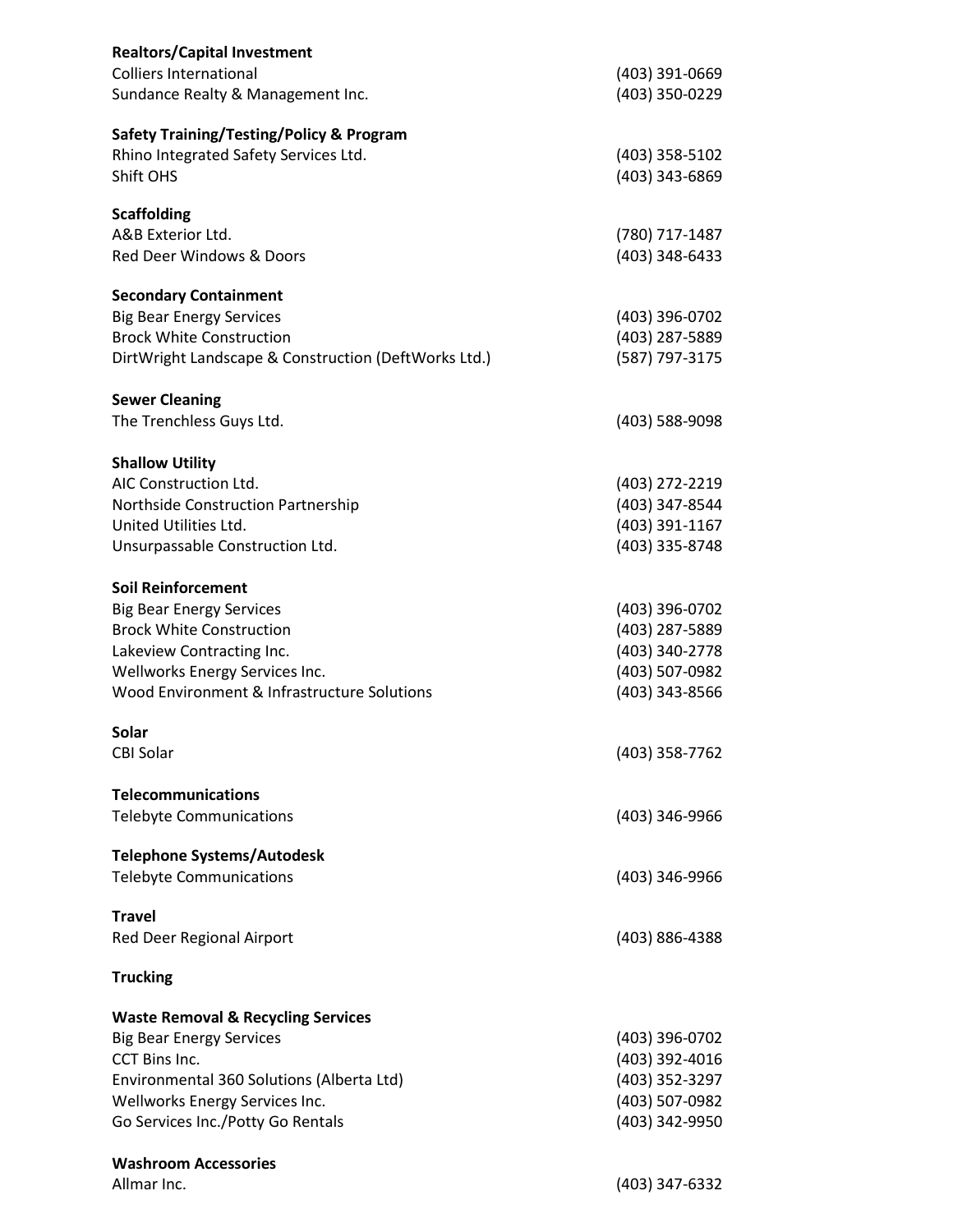**Realtors/Capital Investment**

| | |
|---|---|
| Colliers International | (403) 391-0669 |
| Sundance Realty & Management Inc. | (403) 350-0229 |

**Safety Training/Testing/Policy & Program**

| | |
|---|---|
| Rhino Integrated Safety Services Ltd. | (403) 358-5102 |
| Shift OHS | (403) 343-6869 |

**Scaffolding**

| | |
|---|---|
| A&B Exterior Ltd. | (780) 717-1487 |
| Red Deer Windows & Doors | (403) 348-6433 |

**Secondary Containment**

| | |
|---|---|
| Big Bear Energy Services | (403) 396-0702 |
| Brock White Construction | (403) 287-5889 |
| DirtWright Landscape & Construction (DeftWorks Ltd.) | (587) 797-3175 |

**Sewer Cleaning**

| | |
|---|---|
| The Trenchless Guys Ltd. | (403) 588-9098 |

**Shallow Utility**

| | |
|---|---|
| AIC Construction Ltd. | (403) 272-2219 |
| Northside Construction Partnership | (403) 347-8544 |
| United Utilities Ltd. | (403) 391-1167 |
| Unsurpassable Construction Ltd. | (403) 335-8748 |

**Soil Reinforcement**

| | |
|---|---|
| Big Bear Energy Services | (403) 396-0702 |
| Brock White Construction | (403) 287-5889 |
| Lakeview Contracting Inc. | (403) 340-2778 |
| Wellworks Energy Services Inc. | (403) 507-0982 |
| Wood Environment & Infrastructure Solutions | (403) 343-8566 |

**Solar**

| | |
|---|---|
| CBI Solar | (403) 358-7762 |

**Telecommunications**

| | |
|---|---|
| Telebyte Communications | (403) 346-9966 |

**Telephone Systems/Autodesk**

| | |
|---|---|
| Telebyte Communications | (403) 346-9966 |

**Travel**

| | |
|---|---|
| Red Deer Regional Airport | (403) 886-4388 |

**Trucking**

**Waste Removal & Recycling Services**

| | |
|---|---|
| Big Bear Energy Services | (403) 396-0702 |
| CCT Bins Inc. | (403) 392-4016 |
| Environmental 360 Solutions (Alberta Ltd) | (403) 352-3297 |
| Wellworks Energy Services Inc. | (403) 507-0982 |
| Go Services Inc./Potty Go Rentals | (403) 342-9950 |

**Washroom Accessories**

| | |
|---|---|
| Allmar Inc. | (403) 347-6332 |